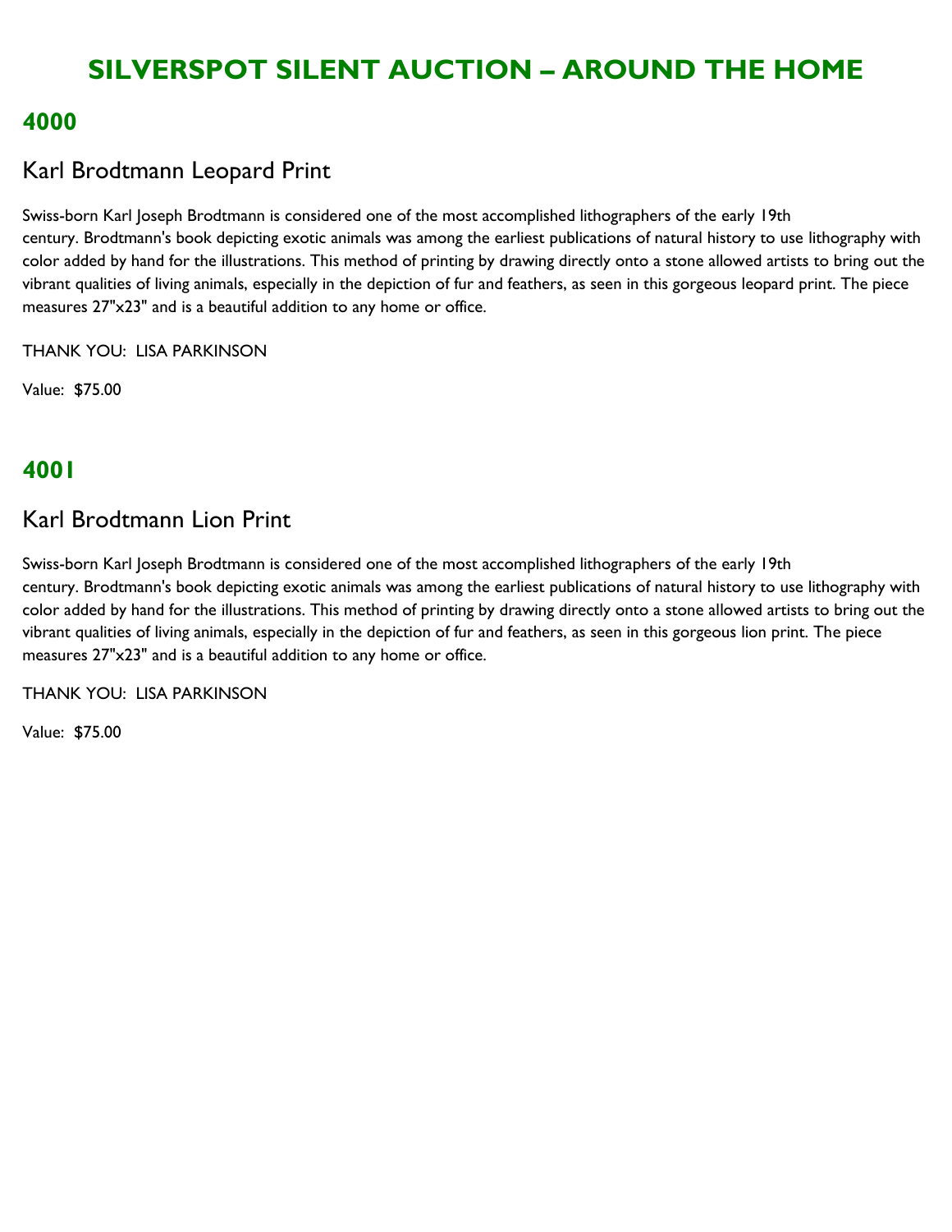# SILVERSPOT SILENT AUCTION – AROUND THE HOME

## 4000

### Karl Brodtmann Leopard Print

Swiss-born Karl Joseph Brodtmann is considered one of the most accomplished lithographers of the early 19th century. Brodtmann's book depicting exotic animals was among the earliest publications of natural history to use lithography with color added by hand for the illustrations. This method of printing by drawing directly onto a stone allowed artists to bring out the vibrant qualities of living animals, especially in the depiction of fur and feathers, as seen in this gorgeous leopard print. The piece measures 27"x23" and is a beautiful addition to any home or office.

THANK YOU: LISA PARKINSON

Value: $75.00

## 4001

### Karl Brodtmann Lion Print

Swiss-born Karl Joseph Brodtmann is considered one of the most accomplished lithographers of the early 19th century. Brodtmann's book depicting exotic animals was among the earliest publications of natural history to use lithography with color added by hand for the illustrations. This method of printing by drawing directly onto a stone allowed artists to bring out the vibrant qualities of living animals, especially in the depiction of fur and feathers, as seen in this gorgeous lion print. The piece measures 27"x23" and is a beautiful addition to any home or office.

THANK YOU: LISA PARKINSON

Value: $75.00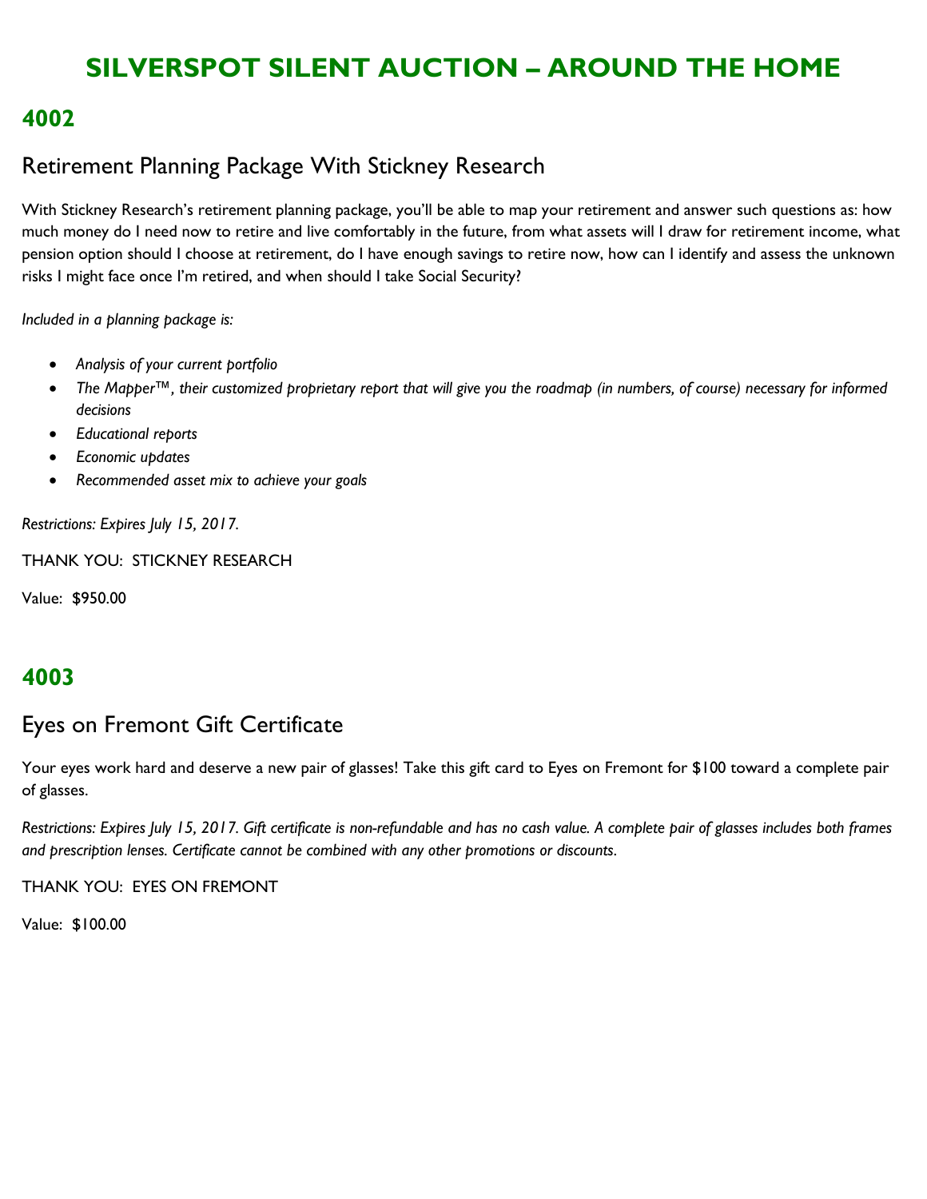# SILVERSPOT SILENT AUCTION – AROUND THE HOME

## 4002

### Retirement Planning Package With Stickney Research

With Stickney Research's retirement planning package, you'll be able to map your retirement and answer such questions as: how much money do I need now to retire and live comfortably in the future, from what assets will I draw for retirement income, what pension option should I choose at retirement, do I have enough savings to retire now, how can I identify and assess the unknown risks I might face once I'm retired, and when should I take Social Security?

*Included in a planning package is:*

- *Analysis of your current portfolio*
- *The Mapper™, their customized proprietary report that will give you the roadmap (in numbers, of course) necessary for informed decisions*
- *Educational reports*
- *Economic updates*
- *Recommended asset mix to achieve your goals*

*Restrictions: Expires July 15, 2017.*

THANK YOU: STICKNEY RESEARCH

Value: $950.00

## 4003

### Eyes on Fremont Gift Certificate

Your eyes work hard and deserve a new pair of glasses! Take this gift card to Eyes on Fremont for $100 toward a complete pair of glasses.

*Restrictions: Expires July 15, 2017. Gift certificate is non-refundable and has no cash value. A complete pair of glasses includes both frames and prescription lenses. Certificate cannot be combined with any other promotions or discounts.*

THANK YOU: EYES ON FREMONT

Value: $100.00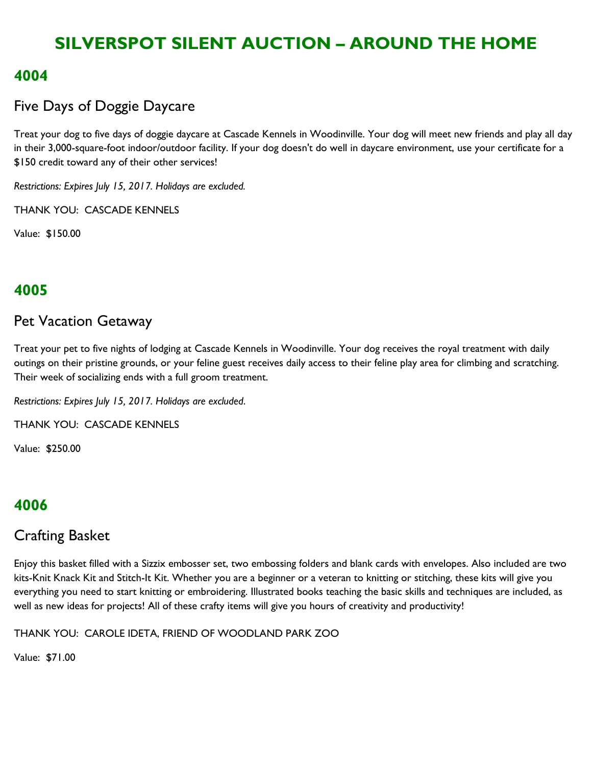# SILVERSPOT SILENT AUCTION – AROUND THE HOME

## 4004

### Five Days of Doggie Daycare

Treat your dog to five days of doggie daycare at Cascade Kennels in Woodinville. Your dog will meet new friends and play all day in their 3,000-square-foot indoor/outdoor facility. If your dog doesn't do well in daycare environment, use your certificate for a $150 credit toward any of their other services!

*Restrictions: Expires July 15, 2017. Holidays are excluded.*

THANK YOU: CASCADE KENNELS

Value: $150.00

## 4005

### Pet Vacation Getaway

Treat your pet to five nights of lodging at Cascade Kennels in Woodinville. Your dog receives the royal treatment with daily outings on their pristine grounds, or your feline guest receives daily access to their feline play area for climbing and scratching. Their week of socializing ends with a full groom treatment.

*Restrictions: Expires July 15, 2017. Holidays are excluded.*

THANK YOU: CASCADE KENNELS

Value: $250.00

## 4006

### Crafting Basket

Enjoy this basket filled with a Sizzix embosser set, two embossing folders and blank cards with envelopes. Also included are two kits-Knit Knack Kit and Stitch-It Kit. Whether you are a beginner or a veteran to knitting or stitching, these kits will give you everything you need to start knitting or embroidering. Illustrated books teaching the basic skills and techniques are included, as well as new ideas for projects! All of these crafty items will give you hours of creativity and productivity!

THANK YOU: CAROLE IDETA, FRIEND OF WOODLAND PARK ZOO

Value: $71.00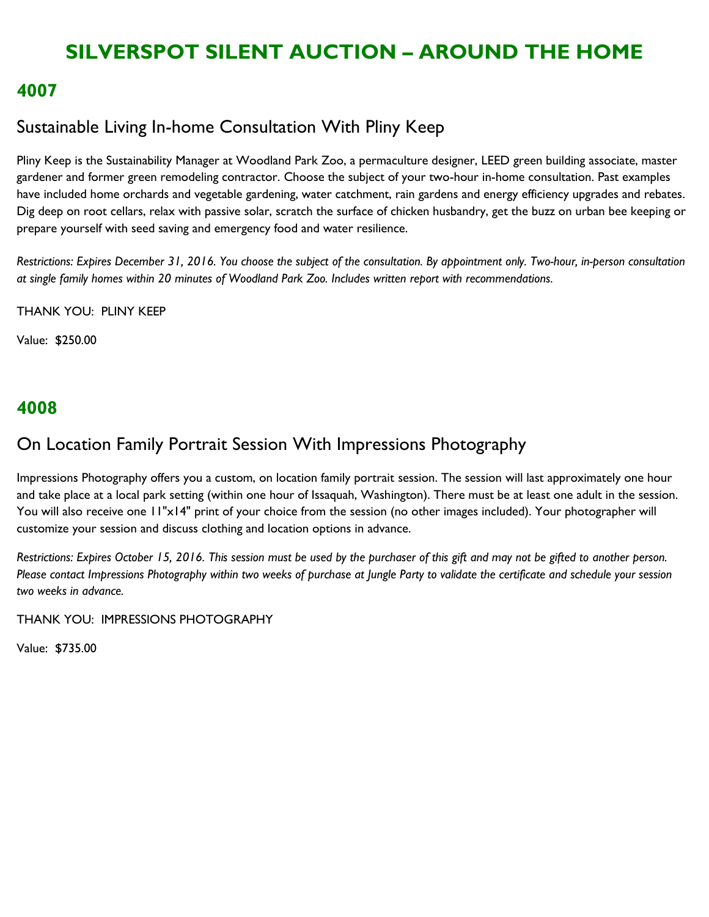# SILVERSPOT SILENT AUCTION – AROUND THE HOME

## 4007

### Sustainable Living In-home Consultation With Pliny Keep

Pliny Keep is the Sustainability Manager at Woodland Park Zoo, a permaculture designer, LEED green building associate, master gardener and former green remodeling contractor. Choose the subject of your two-hour in-home consultation. Past examples have included home orchards and vegetable gardening, water catchment, rain gardens and energy efficiency upgrades and rebates. Dig deep on root cellars, relax with passive solar, scratch the surface of chicken husbandry, get the buzz on urban bee keeping or prepare yourself with seed saving and emergency food and water resilience.

*Restrictions: Expires December 31, 2016. You choose the subject of the consultation. By appointment only. Two-hour, in-person consultation at single family homes within 20 minutes of Woodland Park Zoo. Includes written report with recommendations.*

THANK YOU: PLINY KEEP

Value: $250.00

## 4008

### On Location Family Portrait Session With Impressions Photography

Impressions Photography offers you a custom, on location family portrait session. The session will last approximately one hour and take place at a local park setting (within one hour of Issaquah, Washington). There must be at least one adult in the session. You will also receive one 11"x14" print of your choice from the session (no other images included). Your photographer will customize your session and discuss clothing and location options in advance.

*Restrictions: Expires October 15, 2016. This session must be used by the purchaser of this gift and may not be gifted to another person. Please contact Impressions Photography within two weeks of purchase at Jungle Party to validate the certificate and schedule your session two weeks in advance.*

THANK YOU: IMPRESSIONS PHOTOGRAPHY

Value: $735.00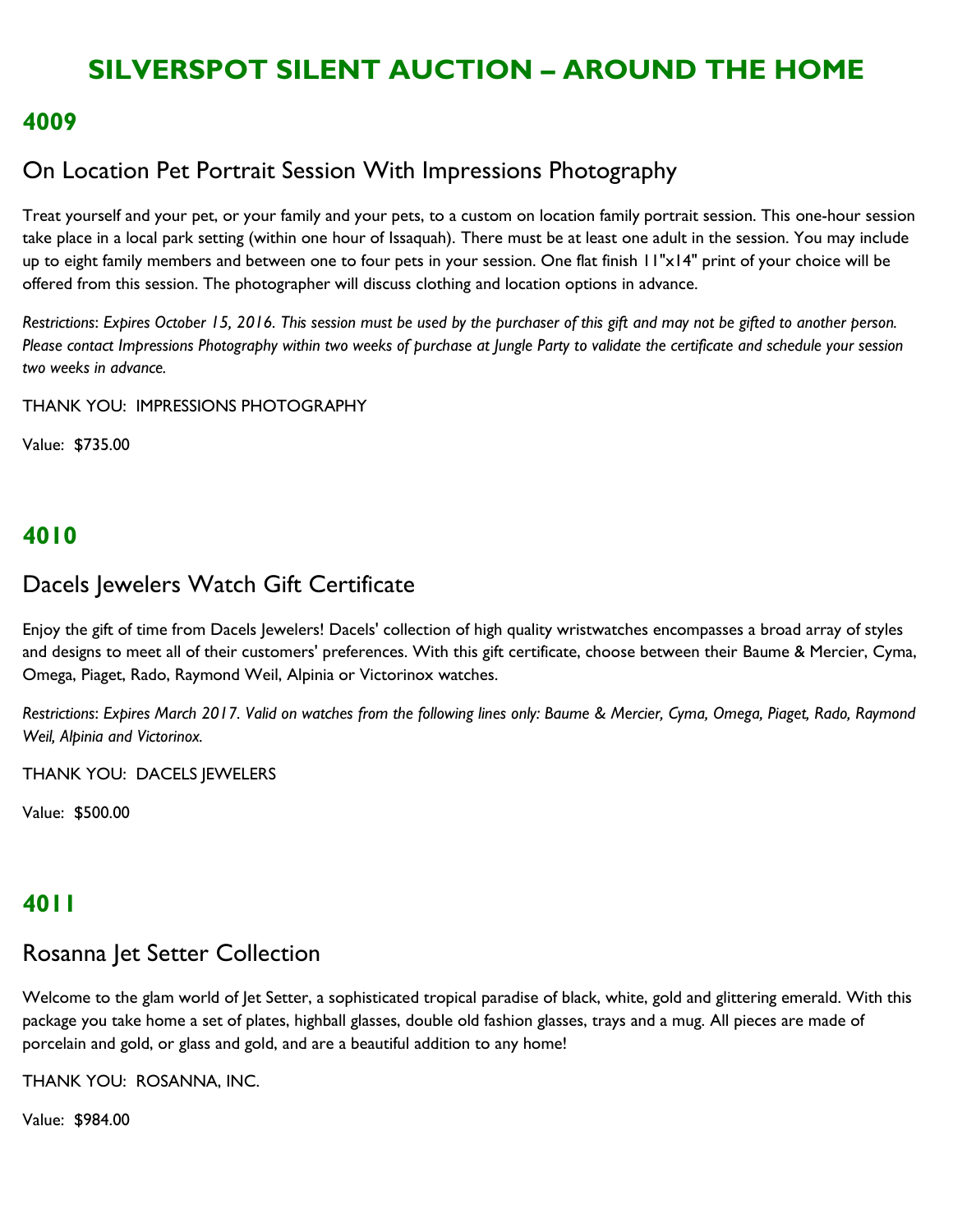# SILVERSPOT SILENT AUCTION – AROUND THE HOME

## 4009

### On Location Pet Portrait Session With Impressions Photography

Treat yourself and your pet, or your family and your pets, to a custom on location family portrait session. This one-hour session take place in a local park setting (within one hour of Issaquah). There must be at least one adult in the session. You may include up to eight family members and between one to four pets in your session. One flat finish 11"x14" print of your choice will be offered from this session. The photographer will discuss clothing and location options in advance.

*Restrictions: Expires October 15, 2016. This session must be used by the purchaser of this gift and may not be gifted to another person. Please contact Impressions Photography within two weeks of purchase at Jungle Party to validate the certificate and schedule your session two weeks in advance.*

THANK YOU: IMPRESSIONS PHOTOGRAPHY

Value: $735.00

## 4010

### Dacels Jewelers Watch Gift Certificate

Enjoy the gift of time from Dacels Jewelers! Dacels' collection of high quality wristwatches encompasses a broad array of styles and designs to meet all of their customers' preferences. With this gift certificate, choose between their Baume & Mercier, Cyma, Omega, Piaget, Rado, Raymond Weil, Alpinia or Victorinox watches.

*Restrictions: Expires March 2017. Valid on watches from the following lines only: Baume & Mercier, Cyma, Omega, Piaget, Rado, Raymond Weil, Alpinia and Victorinox.*

THANK YOU: DACELS JEWELERS

Value: $500.00

## 4011

### Rosanna Jet Setter Collection

Welcome to the glam world of Jet Setter, a sophisticated tropical paradise of black, white, gold and glittering emerald. With this package you take home a set of plates, highball glasses, double old fashion glasses, trays and a mug. All pieces are made of porcelain and gold, or glass and gold, and are a beautiful addition to any home!

THANK YOU: ROSANNA, INC.

Value: $984.00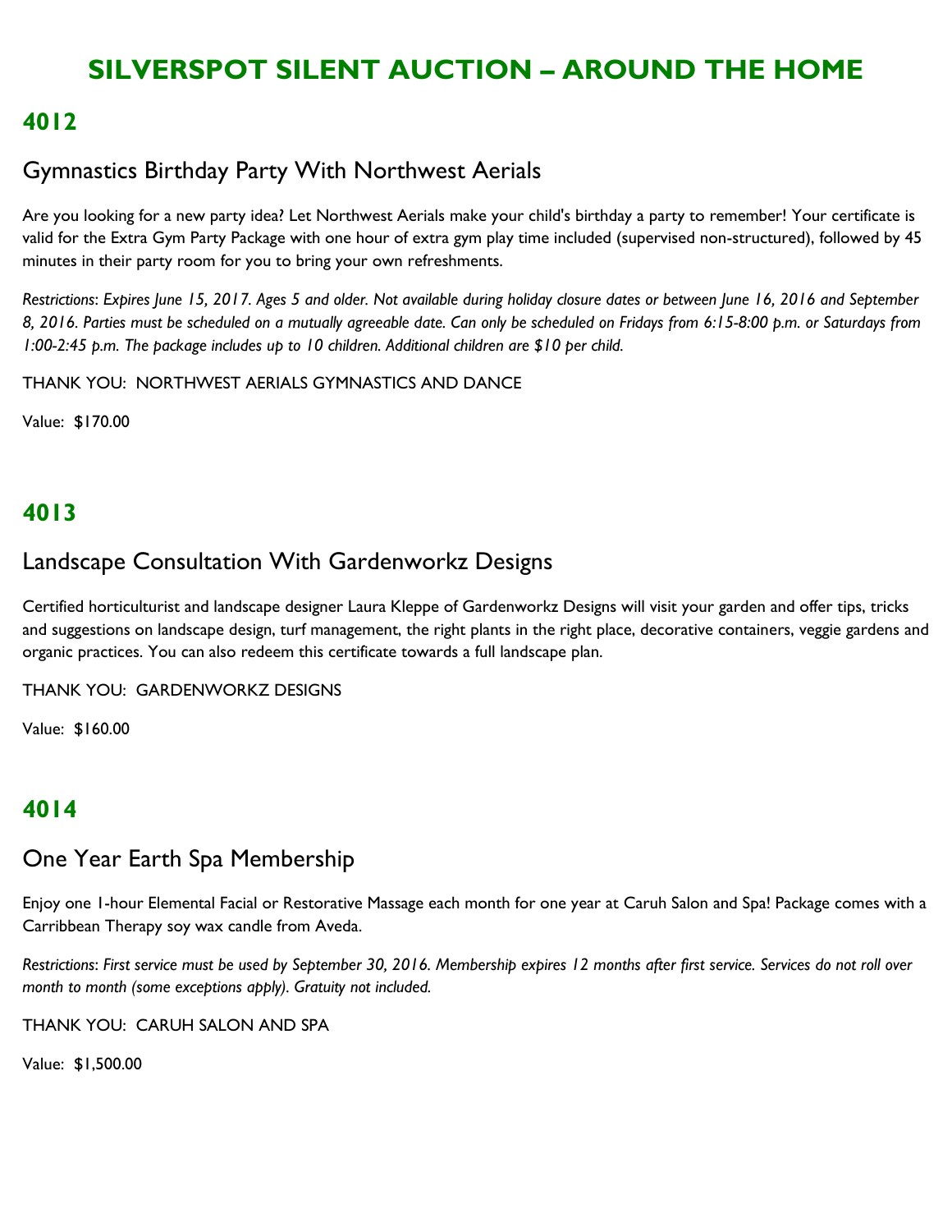# SILVERSPOT SILENT AUCTION – AROUND THE HOME

## 4012

### Gymnastics Birthday Party With Northwest Aerials

Are you looking for a new party idea? Let Northwest Aerials make your child's birthday a party to remember! Your certificate is valid for the Extra Gym Party Package with one hour of extra gym play time included (supervised non-structured), followed by 45 minutes in their party room for you to bring your own refreshments.

*Restrictions*: *Expires June 15, 2017. Ages 5 and older. Not available during holiday closure dates or between June 16, 2016 and September 8, 2016. Parties must be scheduled on a mutually agreeable date. Can only be scheduled on Fridays from 6:15-8:00 p.m. or Saturdays from 1:00-2:45 p.m. The package includes up to 10 children. Additional children are $10 per child.*

THANK YOU: NORTHWEST AERIALS GYMNASTICS AND DANCE

Value: $170.00

## 4013

### Landscape Consultation With Gardenworkz Designs

Certified horticulturist and landscape designer Laura Kleppe of Gardenworkz Designs will visit your garden and offer tips, tricks and suggestions on landscape design, turf management, the right plants in the right place, decorative containers, veggie gardens and organic practices. You can also redeem this certificate towards a full landscape plan.

THANK YOU: GARDENWORKZ DESIGNS

Value: $160.00

## 4014

### One Year Earth Spa Membership

Enjoy one 1-hour Elemental Facial or Restorative Massage each month for one year at Caruh Salon and Spa! Package comes with a Carribbean Therapy soy wax candle from Aveda.

*Restrictions*: *First service must be used by September 30, 2016. Membership expires 12 months after first service. Services do not roll over month to month (some exceptions apply). Gratuity not included.*

THANK YOU: CARUH SALON AND SPA

Value: $1,500.00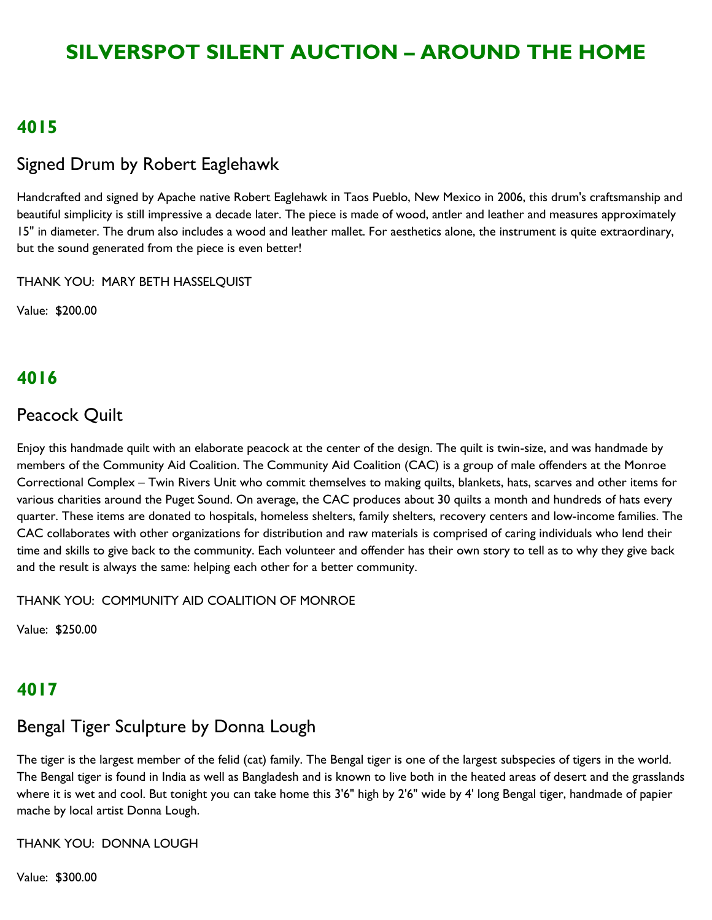# SILVERSPOT SILENT AUCTION – AROUND THE HOME

## 4015

### Signed Drum by Robert Eaglehawk

Handcrafted and signed by Apache native Robert Eaglehawk in Taos Pueblo, New Mexico in 2006, this drum's craftsmanship and beautiful simplicity is still impressive a decade later. The piece is made of wood, antler and leather and measures approximately 15" in diameter. The drum also includes a wood and leather mallet. For aesthetics alone, the instrument is quite extraordinary, but the sound generated from the piece is even better!

THANK YOU: MARY BETH HASSELQUIST

Value: $200.00

## 4016

### Peacock Quilt

Enjoy this handmade quilt with an elaborate peacock at the center of the design. The quilt is twin-size, and was handmade by members of the Community Aid Coalition. The Community Aid Coalition (CAC) is a group of male offenders at the Monroe Correctional Complex – Twin Rivers Unit who commit themselves to making quilts, blankets, hats, scarves and other items for various charities around the Puget Sound. On average, the CAC produces about 30 quilts a month and hundreds of hats every quarter. These items are donated to hospitals, homeless shelters, family shelters, recovery centers and low-income families. The CAC collaborates with other organizations for distribution and raw materials is comprised of caring individuals who lend their time and skills to give back to the community. Each volunteer and offender has their own story to tell as to why they give back and the result is always the same: helping each other for a better community.

THANK YOU: COMMUNITY AID COALITION OF MONROE

Value: $250.00

## 4017

### Bengal Tiger Sculpture by Donna Lough

The tiger is the largest member of the felid (cat) family. The Bengal tiger is one of the largest subspecies of tigers in the world. The Bengal tiger is found in India as well as Bangladesh and is known to live both in the heated areas of desert and the grasslands where it is wet and cool. But tonight you can take home this 3'6" high by 2'6" wide by 4' long Bengal tiger, handmade of papier mache by local artist Donna Lough.

THANK YOU: DONNA LOUGH

Value: $300.00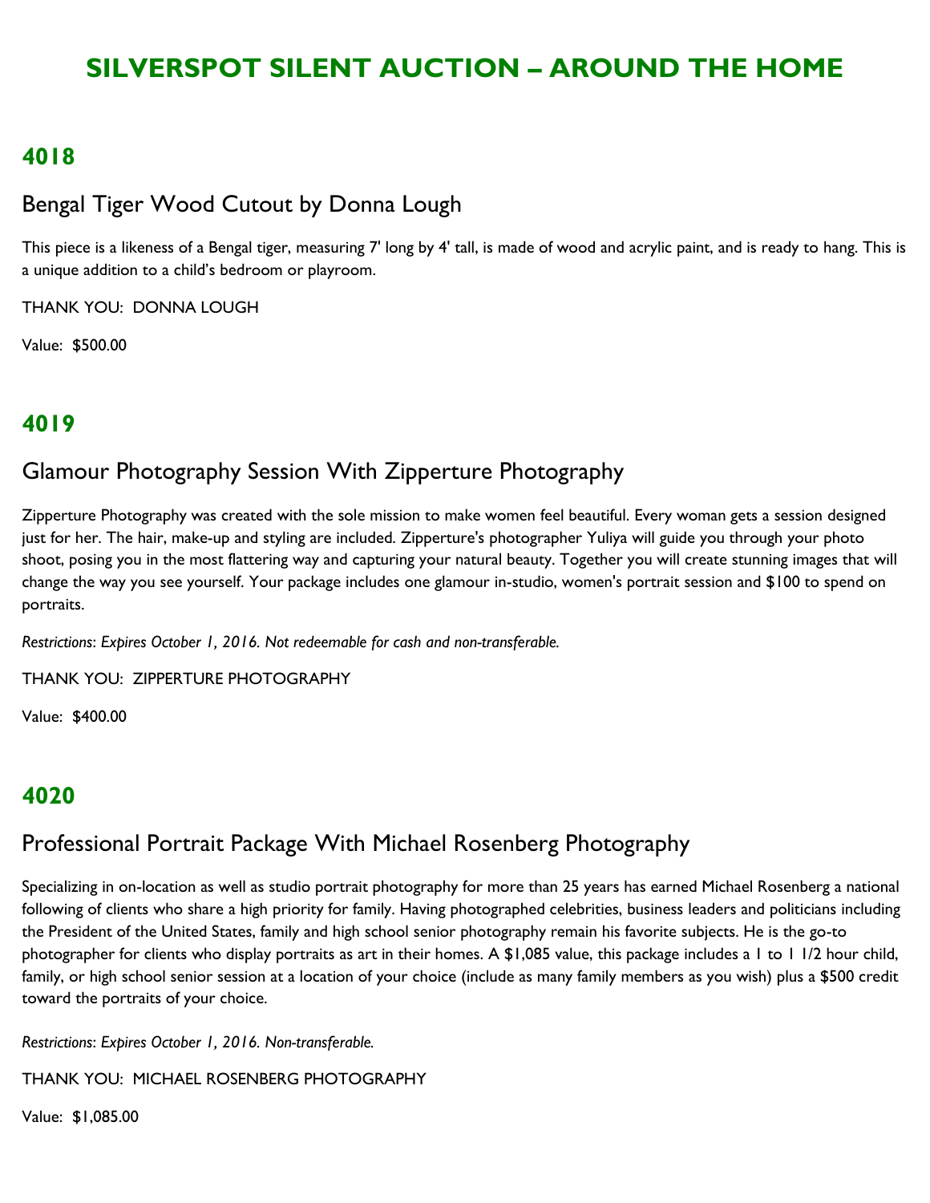# SILVERSPOT SILENT AUCTION – AROUND THE HOME

## 4018

### Bengal Tiger Wood Cutout by Donna Lough

This piece is a likeness of a Bengal tiger, measuring 7' long by 4' tall, is made of wood and acrylic paint, and is ready to hang. This is a unique addition to a child's bedroom or playroom.

THANK YOU: DONNA LOUGH

Value: $500.00

## 4019

### Glamour Photography Session With Zipperture Photography

Zipperture Photography was created with the sole mission to make women feel beautiful. Every woman gets a session designed just for her. The hair, make-up and styling are included. Zipperture's photographer Yuliya will guide you through your photo shoot, posing you in the most flattering way and capturing your natural beauty. Together you will create stunning images that will change the way you see yourself. Your package includes one glamour in-studio, women's portrait session and $100 to spend on portraits.

*Restrictions: Expires October 1, 2016. Not redeemable for cash and non-transferable.*

THANK YOU: ZIPPERTURE PHOTOGRAPHY

Value: $400.00

## 4020

### Professional Portrait Package With Michael Rosenberg Photography

Specializing in on-location as well as studio portrait photography for more than 25 years has earned Michael Rosenberg a national following of clients who share a high priority for family. Having photographed celebrities, business leaders and politicians including the President of the United States, family and high school senior photography remain his favorite subjects. He is the go-to photographer for clients who display portraits as art in their homes. A $1,085 value, this package includes a 1 to 1 1/2 hour child, family, or high school senior session at a location of your choice (include as many family members as you wish) plus a $500 credit toward the portraits of your choice.

*Restrictions: Expires October 1, 2016. Non-transferable.*

THANK YOU: MICHAEL ROSENBERG PHOTOGRAPHY

Value: $1,085.00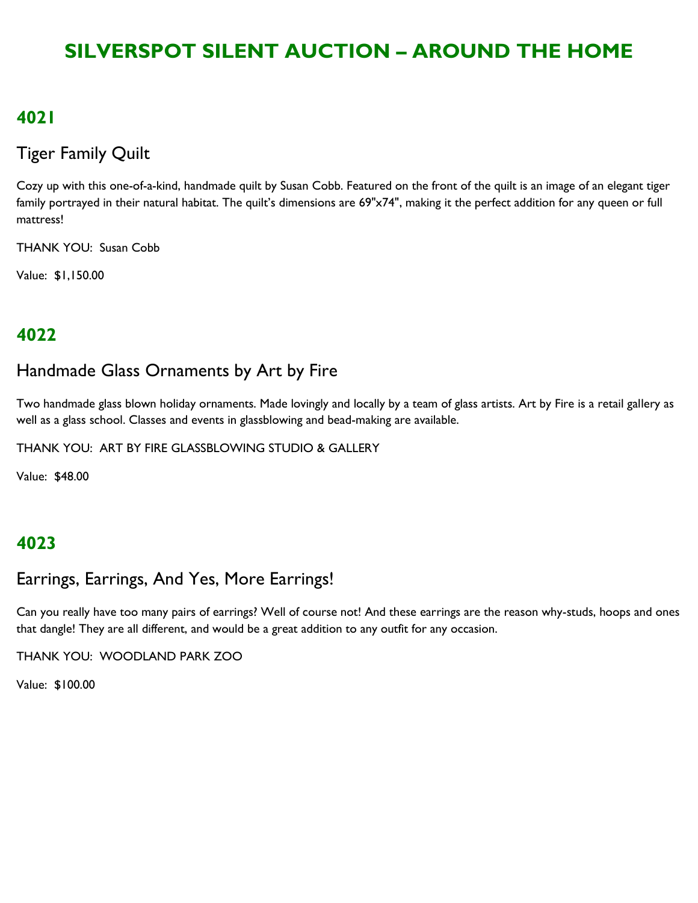# SILVERSPOT SILENT AUCTION – AROUND THE HOME

## 4021

### Tiger Family Quilt

Cozy up with this one-of-a-kind, handmade quilt by Susan Cobb. Featured on the front of the quilt is an image of an elegant tiger family portrayed in their natural habitat. The quilt's dimensions are 69"x74", making it the perfect addition for any queen or full mattress!

THANK YOU: Susan Cobb

Value: $1,150.00

## 4022

### Handmade Glass Ornaments by Art by Fire

Two handmade glass blown holiday ornaments. Made lovingly and locally by a team of glass artists. Art by Fire is a retail gallery as well as a glass school. Classes and events in glassblowing and bead-making are available.

THANK YOU: ART BY FIRE GLASSBLOWING STUDIO & GALLERY

Value: $48.00

## 4023

### Earrings, Earrings, And Yes, More Earrings!

Can you really have too many pairs of earrings? Well of course not! And these earrings are the reason why-studs, hoops and ones that dangle! They are all different, and would be a great addition to any outfit for any occasion.

THANK YOU: WOODLAND PARK ZOO

Value: $100.00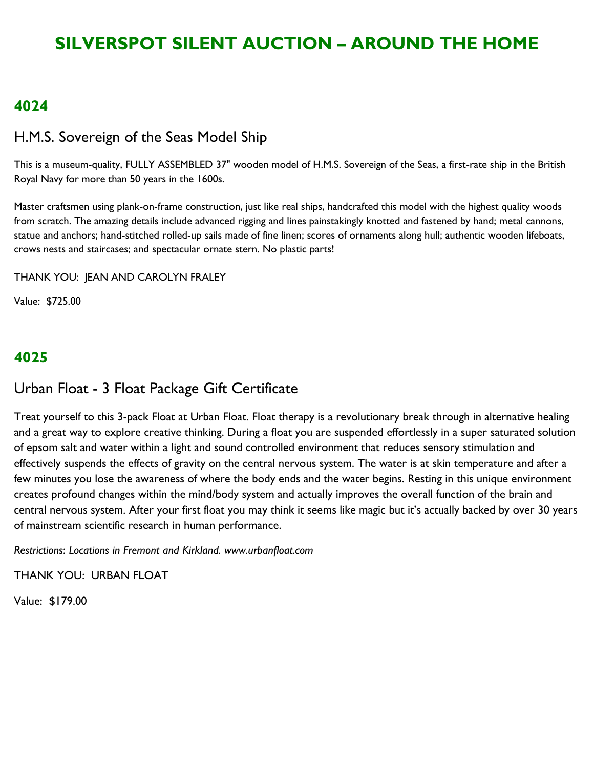# SILVERSPOT SILENT AUCTION – AROUND THE HOME

## 4024

### H.M.S. Sovereign of the Seas Model Ship

This is a museum-quality, FULLY ASSEMBLED 37" wooden model of H.M.S. Sovereign of the Seas, a first-rate ship in the British Royal Navy for more than 50 years in the 1600s.

Master craftsmen using plank-on-frame construction, just like real ships, handcrafted this model with the highest quality woods from scratch. The amazing details include advanced rigging and lines painstakingly knotted and fastened by hand; metal cannons, statue and anchors; hand-stitched rolled-up sails made of fine linen; scores of ornaments along hull; authentic wooden lifeboats, crows nests and staircases; and spectacular ornate stern. No plastic parts!

THANK YOU: JEAN AND CAROLYN FRALEY

Value: $725.00

## 4025

### Urban Float - 3 Float Package Gift Certificate

Treat yourself to this 3-pack Float at Urban Float. Float therapy is a revolutionary break through in alternative healing and a great way to explore creative thinking. During a float you are suspended effortlessly in a super saturated solution of epsom salt and water within a light and sound controlled environment that reduces sensory stimulation and effectively suspends the effects of gravity on the central nervous system. The water is at skin temperature and after a few minutes you lose the awareness of where the body ends and the water begins. Resting in this unique environment creates profound changes within the mind/body system and actually improves the overall function of the brain and central nervous system. After your first float you may think it seems like magic but it's actually backed by over 30 years of mainstream scientific research in human performance.

*Restrictions: Locations in Fremont and Kirkland. www.urbanfloat.com*

THANK YOU: URBAN FLOAT

Value: $179.00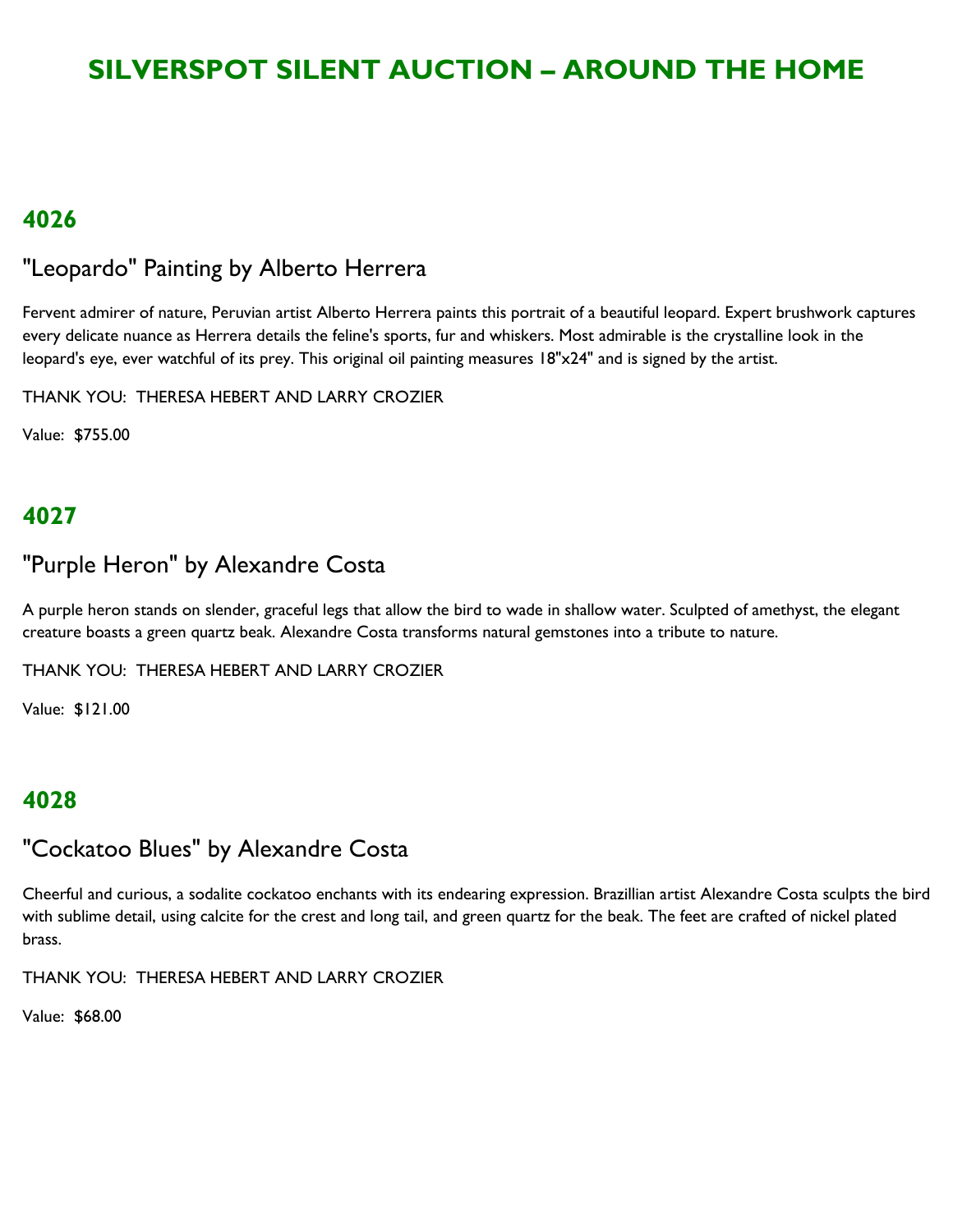# SILVERSPOT SILENT AUCTION – AROUND THE HOME

## 4026

### "Leopardo" Painting by Alberto Herrera

Fervent admirer of nature, Peruvian artist Alberto Herrera paints this portrait of a beautiful leopard. Expert brushwork captures every delicate nuance as Herrera details the feline's sports, fur and whiskers. Most admirable is the crystalline look in the leopard's eye, ever watchful of its prey. This original oil painting measures 18"x24" and is signed by the artist.

THANK YOU: THERESA HEBERT AND LARRY CROZIER

Value: $755.00

## 4027

### "Purple Heron" by Alexandre Costa

A purple heron stands on slender, graceful legs that allow the bird to wade in shallow water. Sculpted of amethyst, the elegant creature boasts a green quartz beak. Alexandre Costa transforms natural gemstones into a tribute to nature.

THANK YOU: THERESA HEBERT AND LARRY CROZIER

Value: $121.00

## 4028

### "Cockatoo Blues" by Alexandre Costa

Cheerful and curious, a sodalite cockatoo enchants with its endearing expression. Brazillian artist Alexandre Costa sculpts the bird with sublime detail, using calcite for the crest and long tail, and green quartz for the beak. The feet are crafted of nickel plated brass.

THANK YOU: THERESA HEBERT AND LARRY CROZIER

Value: $68.00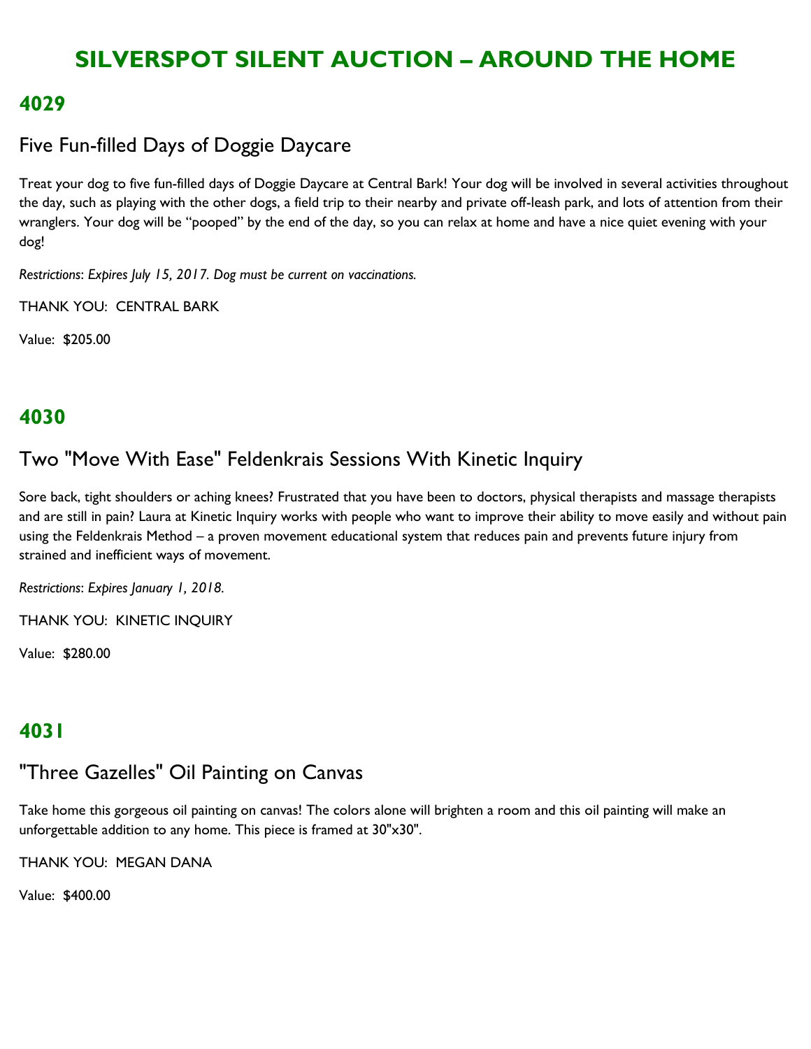# SILVERSPOT SILENT AUCTION – AROUND THE HOME

## 4029

### Five Fun-filled Days of Doggie Daycare

Treat your dog to five fun-filled days of Doggie Daycare at Central Bark! Your dog will be involved in several activities throughout the day, such as playing with the other dogs, a field trip to their nearby and private off-leash park, and lots of attention from their wranglers. Your dog will be "pooped" by the end of the day, so you can relax at home and have a nice quiet evening with your dog!

*Restrictions*: *Expires July 15, 2017. Dog must be current on vaccinations.*

THANK YOU: CENTRAL BARK

Value: $205.00

## 4030

### Two "Move With Ease" Feldenkrais Sessions With Kinetic Inquiry

Sore back, tight shoulders or aching knees? Frustrated that you have been to doctors, physical therapists and massage therapists and are still in pain? Laura at Kinetic Inquiry works with people who want to improve their ability to move easily and without pain using the Feldenkrais Method – a proven movement educational system that reduces pain and prevents future injury from strained and inefficient ways of movement.

*Restrictions*: *Expires January 1, 2018.*

THANK YOU: KINETIC INQUIRY

Value: $280.00

## 4031

### "Three Gazelles" Oil Painting on Canvas

Take home this gorgeous oil painting on canvas! The colors alone will brighten a room and this oil painting will make an unforgettable addition to any home. This piece is framed at 30"x30".

THANK YOU: MEGAN DANA

Value: $400.00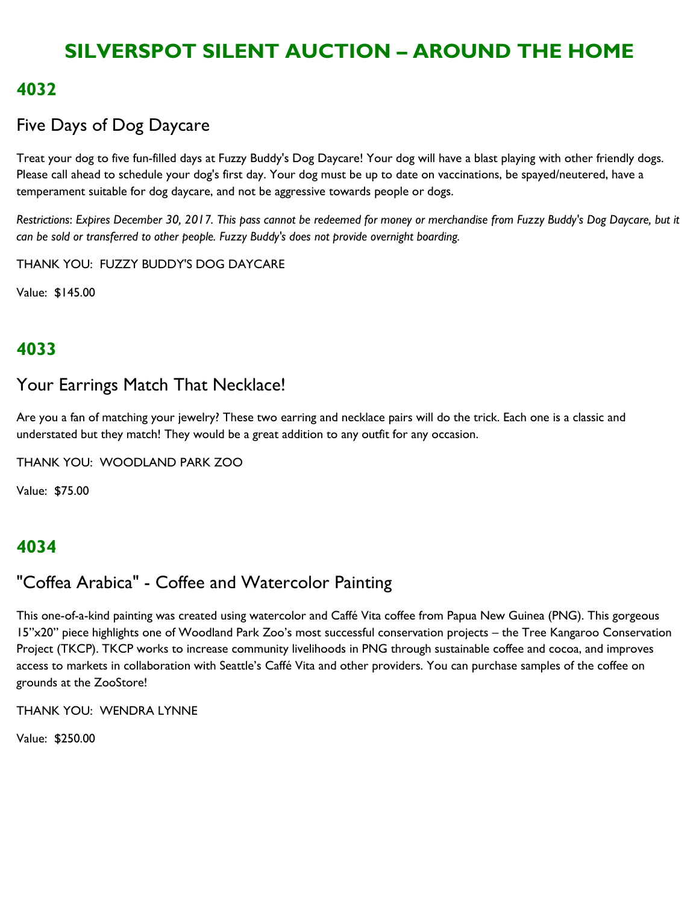# SILVERSPOT SILENT AUCTION – AROUND THE HOME

## 4032

### Five Days of Dog Daycare

Treat your dog to five fun-filled days at Fuzzy Buddy's Dog Daycare! Your dog will have a blast playing with other friendly dogs. Please call ahead to schedule your dog's first day. Your dog must be up to date on vaccinations, be spayed/neutered, have a temperament suitable for dog daycare, and not be aggressive towards people or dogs.

*Restrictions: Expires December 30, 2017. This pass cannot be redeemed for money or merchandise from Fuzzy Buddy's Dog Daycare, but it can be sold or transferred to other people. Fuzzy Buddy's does not provide overnight boarding.*

THANK YOU: FUZZY BUDDY'S DOG DAYCARE

Value: $145.00

## 4033

### Your Earrings Match That Necklace!

Are you a fan of matching your jewelry? These two earring and necklace pairs will do the trick. Each one is a classic and understated but they match! They would be a great addition to any outfit for any occasion.

THANK YOU: WOODLAND PARK ZOO

Value: $75.00

## 4034

### "Coffea Arabica" - Coffee and Watercolor Painting

This one-of-a-kind painting was created using watercolor and Caffé Vita coffee from Papua New Guinea (PNG). This gorgeous 15"x20" piece highlights one of Woodland Park Zoo's most successful conservation projects – the Tree Kangaroo Conservation Project (TKCP). TKCP works to increase community livelihoods in PNG through sustainable coffee and cocoa, and improves access to markets in collaboration with Seattle's Caffé Vita and other providers. You can purchase samples of the coffee on grounds at the ZooStore!

THANK YOU: WENDRA LYNNE

Value: $250.00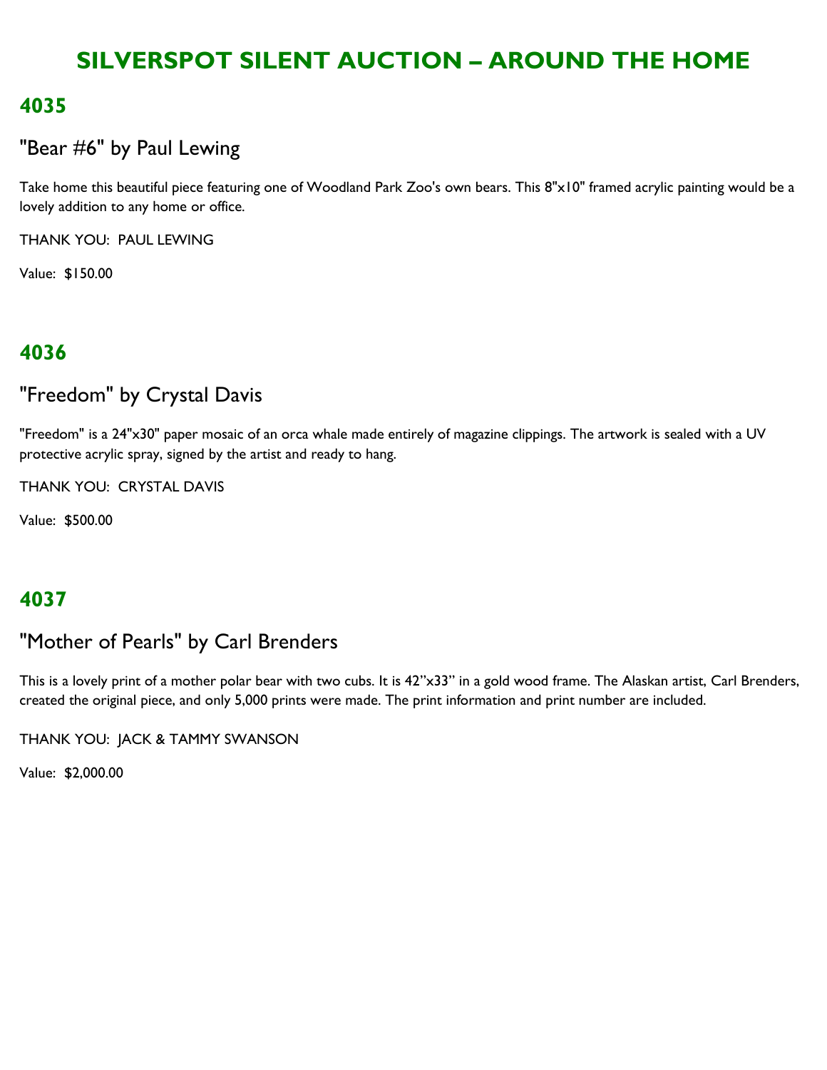# SILVERSPOT SILENT AUCTION – AROUND THE HOME

## 4035

### "Bear #6" by Paul Lewing

Take home this beautiful piece featuring one of Woodland Park Zoo's own bears. This 8"x10" framed acrylic painting would be a lovely addition to any home or office.

THANK YOU: PAUL LEWING

Value: $150.00

## 4036

### "Freedom" by Crystal Davis

"Freedom" is a 24"x30" paper mosaic of an orca whale made entirely of magazine clippings. The artwork is sealed with a UV protective acrylic spray, signed by the artist and ready to hang.

THANK YOU: CRYSTAL DAVIS

Value: $500.00

## 4037

### "Mother of Pearls" by Carl Brenders

This is a lovely print of a mother polar bear with two cubs. It is 42"x33" in a gold wood frame. The Alaskan artist, Carl Brenders, created the original piece, and only 5,000 prints were made. The print information and print number are included.

THANK YOU: JACK & TAMMY SWANSON

Value: $2,000.00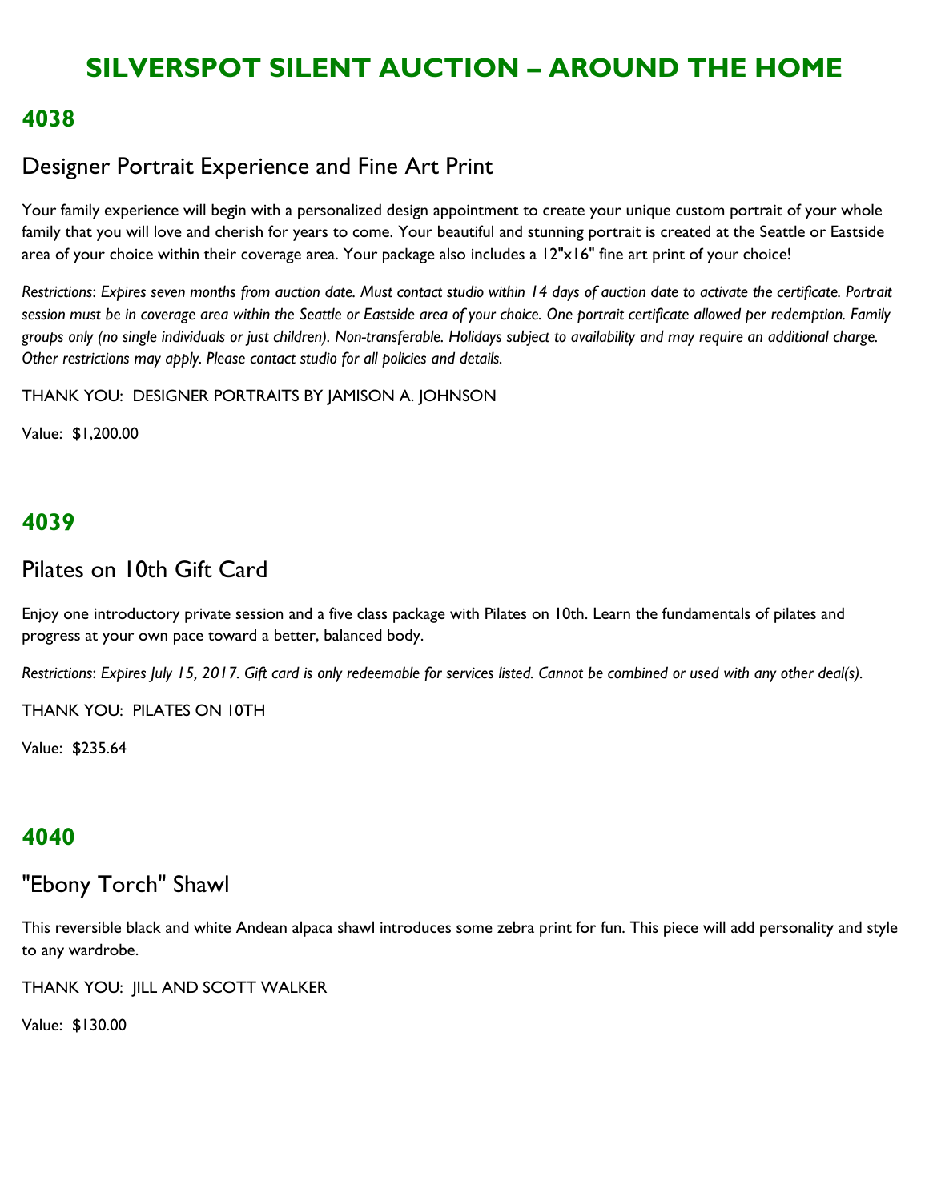# SILVERSPOT SILENT AUCTION – AROUND THE HOME

## 4038

### Designer Portrait Experience and Fine Art Print

Your family experience will begin with a personalized design appointment to create your unique custom portrait of your whole family that you will love and cherish for years to come. Your beautiful and stunning portrait is created at the Seattle or Eastside area of your choice within their coverage area. Your package also includes a 12"x16" fine art print of your choice!

*Restrictions: Expires seven months from auction date. Must contact studio within 14 days of auction date to activate the certificate. Portrait session must be in coverage area within the Seattle or Eastside area of your choice. One portrait certificate allowed per redemption. Family groups only (no single individuals or just children). Non-transferable. Holidays subject to availability and may require an additional charge. Other restrictions may apply. Please contact studio for all policies and details.*

THANK YOU: DESIGNER PORTRAITS BY JAMISON A. JOHNSON

Value: $1,200.00

## 4039

### Pilates on 10th Gift Card

Enjoy one introductory private session and a five class package with Pilates on 10th. Learn the fundamentals of pilates and progress at your own pace toward a better, balanced body.

*Restrictions: Expires July 15, 2017. Gift card is only redeemable for services listed. Cannot be combined or used with any other deal(s).*

THANK YOU: PILATES ON 10TH

Value: $235.64

## 4040

### "Ebony Torch" Shawl

This reversible black and white Andean alpaca shawl introduces some zebra print for fun. This piece will add personality and style to any wardrobe.

THANK YOU: JILL AND SCOTT WALKER

Value: $130.00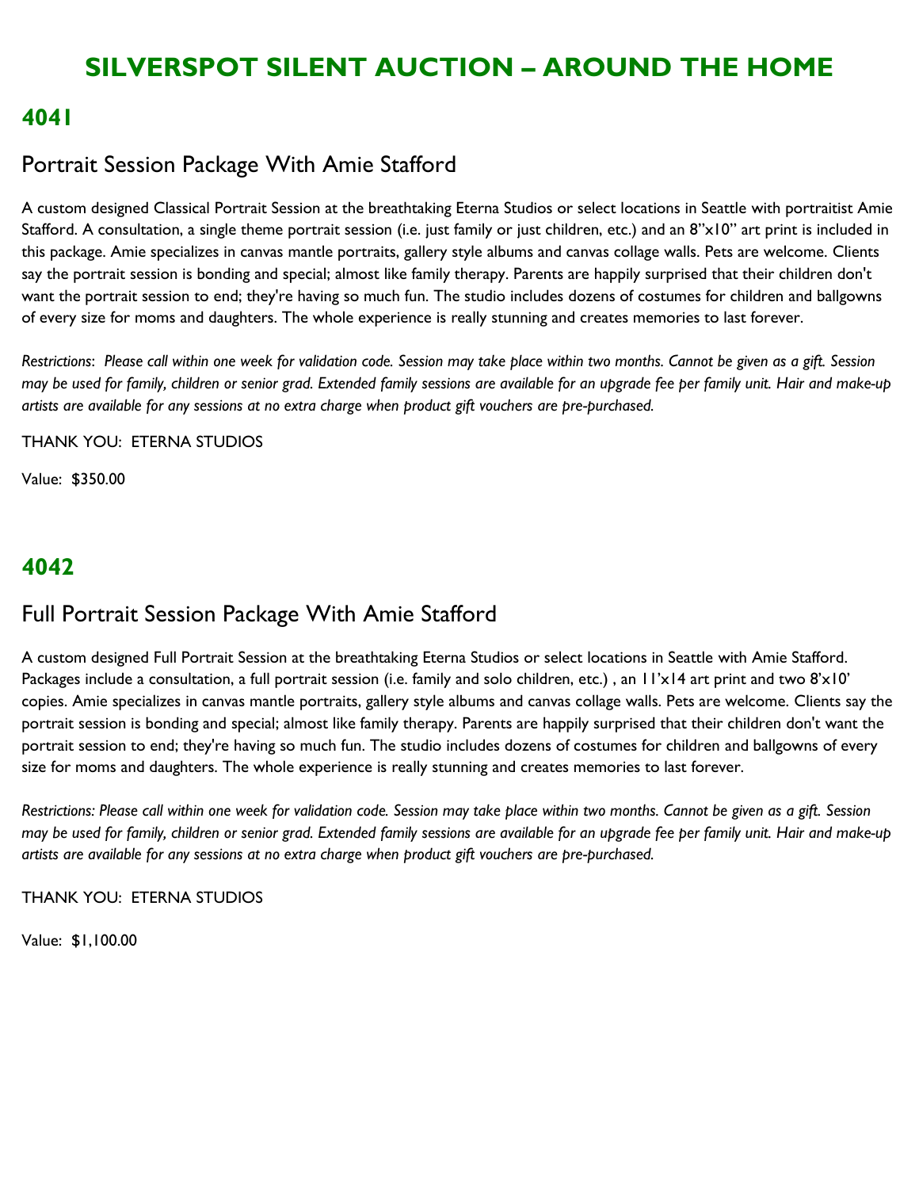# SILVERSPOT SILENT AUCTION – AROUND THE HOME

## 4041

### Portrait Session Package With Amie Stafford

A custom designed Classical Portrait Session at the breathtaking Eterna Studios or select locations in Seattle with portraitist Amie Stafford. A consultation, a single theme portrait session (i.e. just family or just children, etc.) and an 8"x10" art print is included in this package. Amie specializes in canvas mantle portraits, gallery style albums and canvas collage walls. Pets are welcome. Clients say the portrait session is bonding and special; almost like family therapy. Parents are happily surprised that their children don't want the portrait session to end; they're having so much fun. The studio includes dozens of costumes for children and ballgowns of every size for moms and daughters. The whole experience is really stunning and creates memories to last forever.

*Restrictions*: *Please call within one week for validation code. Session may take place within two months. Cannot be given as a gift. Session may be used for family, children or senior grad. Extended family sessions are available for an upgrade fee per family unit. Hair and make-up artists are available for any sessions at no extra charge when product gift vouchers are pre-purchased.*

THANK YOU: ETERNA STUDIOS

Value: $350.00

## 4042

### Full Portrait Session Package With Amie Stafford

A custom designed Full Portrait Session at the breathtaking Eterna Studios or select locations in Seattle with Amie Stafford. Packages include a consultation, a full portrait session (i.e. family and solo children, etc.) , an 11'x14 art print and two 8'x10' copies. Amie specializes in canvas mantle portraits, gallery style albums and canvas collage walls. Pets are welcome. Clients say the portrait session is bonding and special; almost like family therapy. Parents are happily surprised that their children don't want the portrait session to end; they're having so much fun. The studio includes dozens of costumes for children and ballgowns of every size for moms and daughters. The whole experience is really stunning and creates memories to last forever.

*Restrictions: Please call within one week for validation code. Session may take place within two months. Cannot be given as a gift. Session may be used for family, children or senior grad. Extended family sessions are available for an upgrade fee per family unit. Hair and make-up artists are available for any sessions at no extra charge when product gift vouchers are pre-purchased.*

THANK YOU: ETERNA STUDIOS

Value: $1,100.00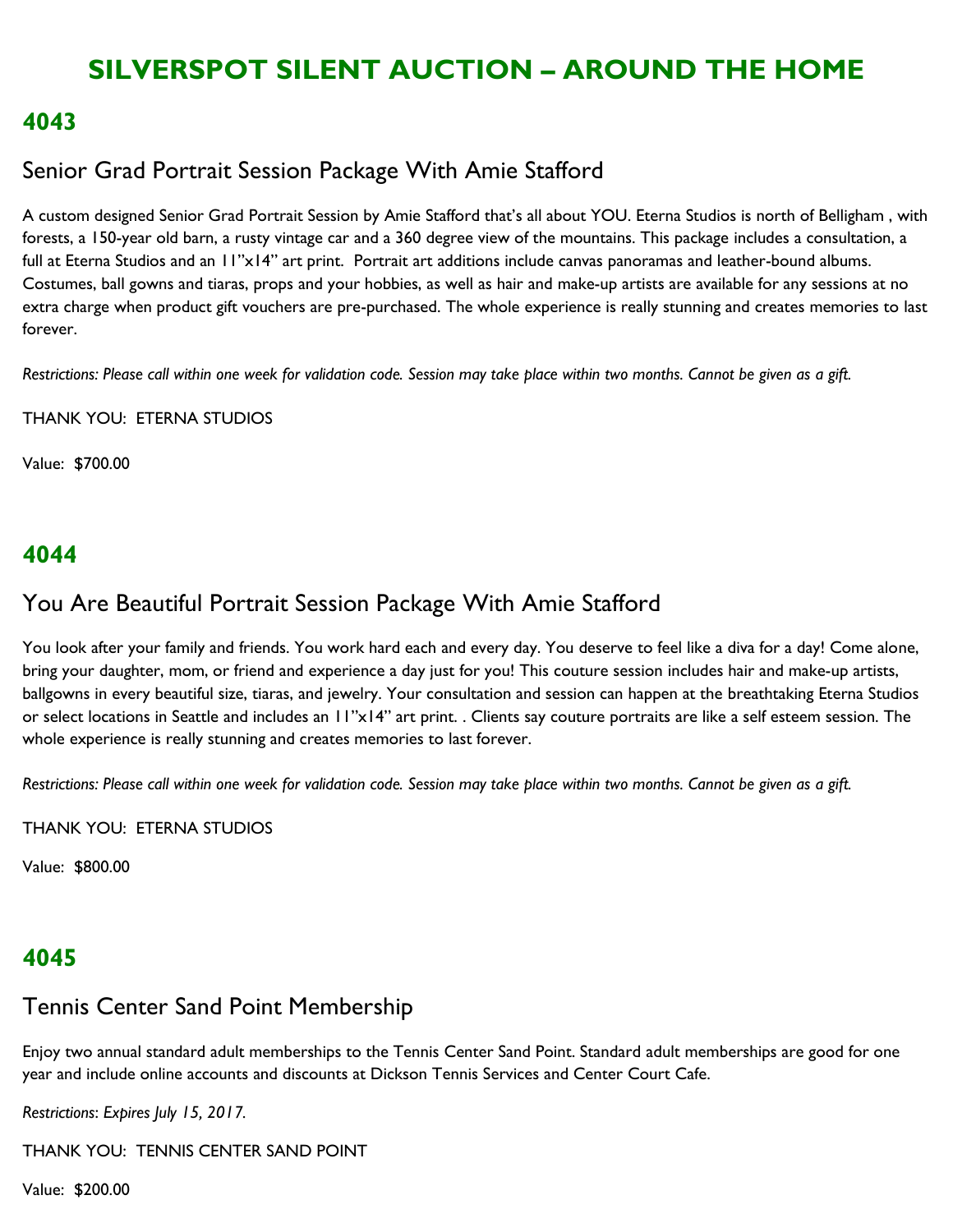# SILVERSPOT SILENT AUCTION – AROUND THE HOME

## 4043

### Senior Grad Portrait Session Package With Amie Stafford

A custom designed Senior Grad Portrait Session by Amie Stafford that's all about YOU. Eterna Studios is north of Belligham , with forests, a 150-year old barn, a rusty vintage car and a 360 degree view of the mountains. This package includes a consultation, a full at Eterna Studios and an 11"x14" art print. Portrait art additions include canvas panoramas and leather-bound albums. Costumes, ball gowns and tiaras, props and your hobbies, as well as hair and make-up artists are available for any sessions at no extra charge when product gift vouchers are pre-purchased. The whole experience is really stunning and creates memories to last forever.

*Restrictions: Please call within one week for validation code. Session may take place within two months. Cannot be given as a gift.*

THANK YOU: ETERNA STUDIOS

Value: $700.00

## 4044

### You Are Beautiful Portrait Session Package With Amie Stafford

You look after your family and friends. You work hard each and every day. You deserve to feel like a diva for a day! Come alone, bring your daughter, mom, or friend and experience a day just for you! This couture session includes hair and make-up artists, ballgowns in every beautiful size, tiaras, and jewelry. Your consultation and session can happen at the breathtaking Eterna Studios or select locations in Seattle and includes an 11"x14" art print. . Clients say couture portraits are like a self esteem session. The whole experience is really stunning and creates memories to last forever.

*Restrictions: Please call within one week for validation code. Session may take place within two months. Cannot be given as a gift.*

THANK YOU: ETERNA STUDIOS

Value: $800.00

## 4045

### Tennis Center Sand Point Membership

Enjoy two annual standard adult memberships to the Tennis Center Sand Point. Standard adult memberships are good for one year and include online accounts and discounts at Dickson Tennis Services and Center Court Cafe.

*Restrictions: Expires July 15, 2017.*

THANK YOU: TENNIS CENTER SAND POINT

Value: $200.00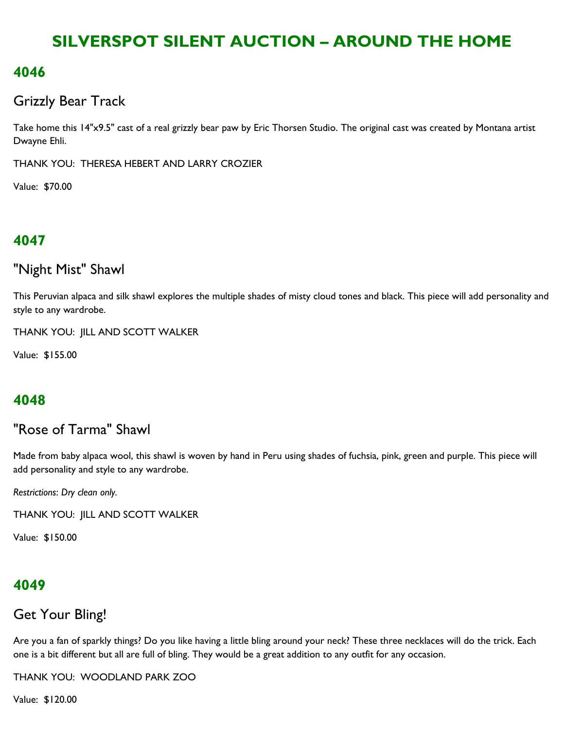# SILVERSPOT SILENT AUCTION – AROUND THE HOME

## 4046

### Grizzly Bear Track

Take home this 14"x9.5" cast of a real grizzly bear paw by Eric Thorsen Studio. The original cast was created by Montana artist Dwayne Ehli.

THANK YOU: THERESA HEBERT AND LARRY CROZIER

Value: $70.00

## 4047

### "Night Mist" Shawl

This Peruvian alpaca and silk shawl explores the multiple shades of misty cloud tones and black. This piece will add personality and style to any wardrobe.

THANK YOU: JILL AND SCOTT WALKER

Value: $155.00

## 4048

### "Rose of Tarma" Shawl

Made from baby alpaca wool, this shawl is woven by hand in Peru using shades of fuchsia, pink, green and purple. This piece will add personality and style to any wardrobe.

*Restrictions: Dry clean only.*

THANK YOU: JILL AND SCOTT WALKER

Value: $150.00

## 4049

### Get Your Bling!

Are you a fan of sparkly things? Do you like having a little bling around your neck? These three necklaces will do the trick. Each one is a bit different but all are full of bling. They would be a great addition to any outfit for any occasion.

THANK YOU: WOODLAND PARK ZOO

Value: $120.00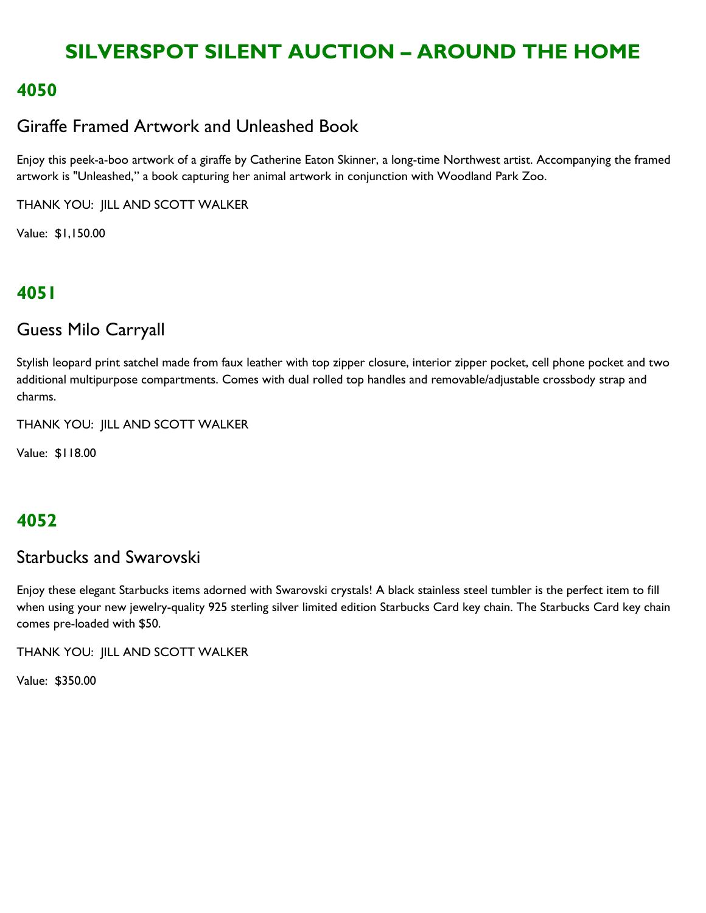# SILVERSPOT SILENT AUCTION – AROUND THE HOME

## 4050

### Giraffe Framed Artwork and Unleashed Book

Enjoy this peek-a-boo artwork of a giraffe by Catherine Eaton Skinner, a long-time Northwest artist. Accompanying the framed artwork is "Unleashed," a book capturing her animal artwork in conjunction with Woodland Park Zoo.

THANK YOU: JILL AND SCOTT WALKER

Value: $1,150.00

## 4051

### Guess Milo Carryall

Stylish leopard print satchel made from faux leather with top zipper closure, interior zipper pocket, cell phone pocket and two additional multipurpose compartments. Comes with dual rolled top handles and removable/adjustable crossbody strap and charms.

THANK YOU: JILL AND SCOTT WALKER

Value: $118.00

## 4052

### Starbucks and Swarovski

Enjoy these elegant Starbucks items adorned with Swarovski crystals! A black stainless steel tumbler is the perfect item to fill when using your new jewelry-quality 925 sterling silver limited edition Starbucks Card key chain. The Starbucks Card key chain comes pre-loaded with $50.

THANK YOU: JILL AND SCOTT WALKER

Value: $350.00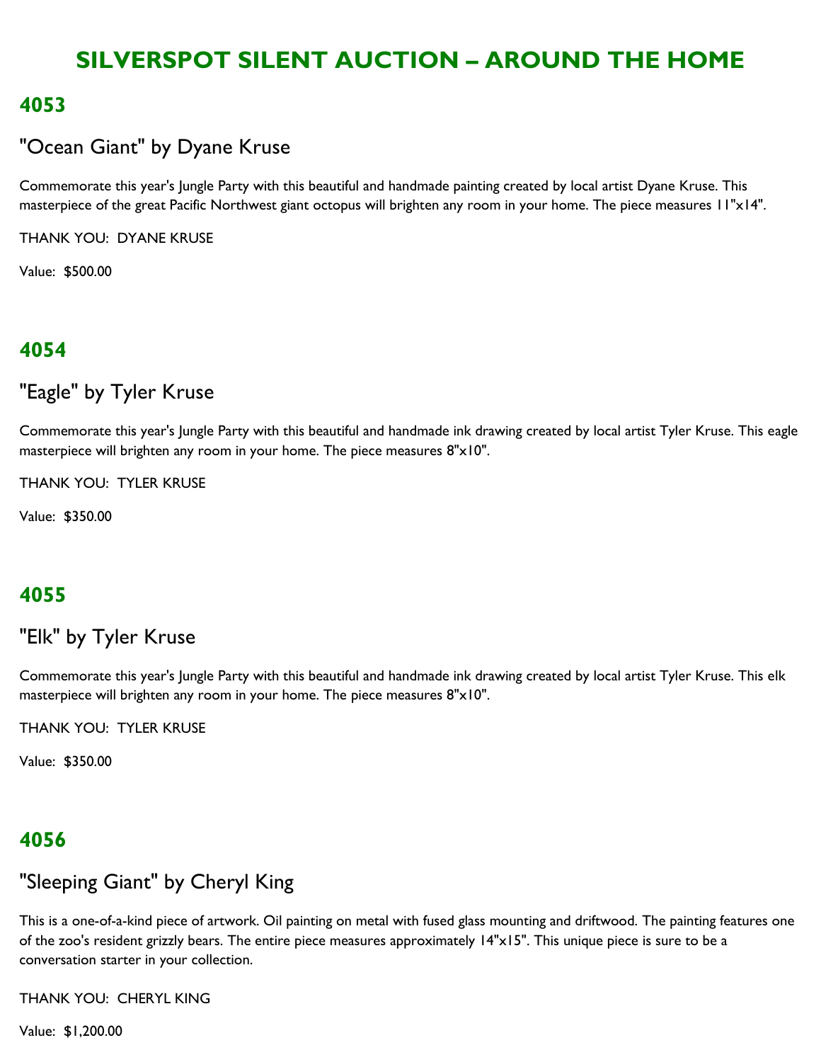# SILVERSPOT SILENT AUCTION – AROUND THE HOME

## 4053

### "Ocean Giant" by Dyane Kruse

Commemorate this year's Jungle Party with this beautiful and handmade painting created by local artist Dyane Kruse. This masterpiece of the great Pacific Northwest giant octopus will brighten any room in your home. The piece measures 11"x14".

THANK YOU: DYANE KRUSE

Value: $500.00

## 4054

### "Eagle" by Tyler Kruse

Commemorate this year's Jungle Party with this beautiful and handmade ink drawing created by local artist Tyler Kruse. This eagle masterpiece will brighten any room in your home. The piece measures 8"x10".

THANK YOU: TYLER KRUSE

Value: $350.00

## 4055

### "Elk" by Tyler Kruse

Commemorate this year's Jungle Party with this beautiful and handmade ink drawing created by local artist Tyler Kruse. This elk masterpiece will brighten any room in your home. The piece measures 8"x10".

THANK YOU: TYLER KRUSE

Value: $350.00

## 4056

### "Sleeping Giant" by Cheryl King

This is a one-of-a-kind piece of artwork. Oil painting on metal with fused glass mounting and driftwood. The painting features one of the zoo's resident grizzly bears. The entire piece measures approximately 14"x15". This unique piece is sure to be a conversation starter in your collection.

THANK YOU: CHERYL KING

Value: $1,200.00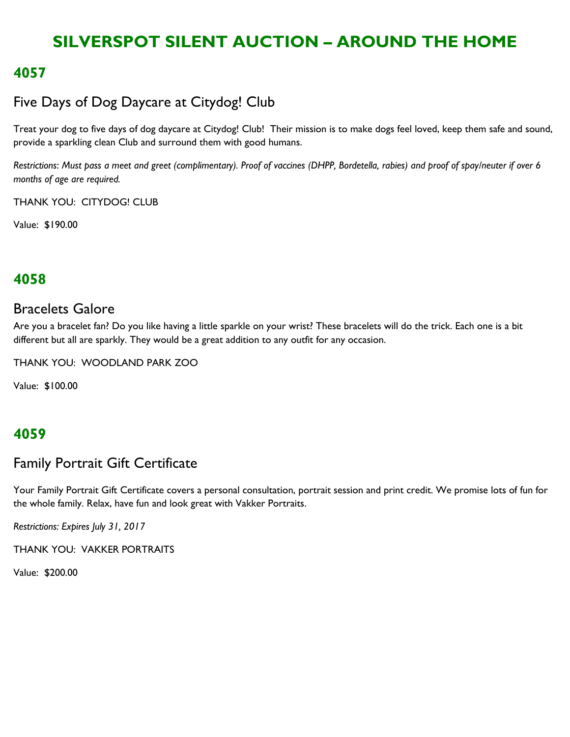# SILVERSPOT SILENT AUCTION – AROUND THE HOME

## 4057

### Five Days of Dog Daycare at Citydog! Club

Treat your dog to five days of dog daycare at Citydog! Club! Their mission is to make dogs feel loved, keep them safe and sound, provide a sparkling clean Club and surround them with good humans.

*Restrictions: Must pass a meet and greet (complimentary). Proof of vaccines (DHPP, Bordetella, rabies) and proof of spay/neuter if over 6 months of age are required.*

THANK YOU: CITYDOG! CLUB

Value: $190.00

## 4058

### Bracelets Galore

Are you a bracelet fan? Do you like having a little sparkle on your wrist? These bracelets will do the trick. Each one is a bit different but all are sparkly. They would be a great addition to any outfit for any occasion.

THANK YOU: WOODLAND PARK ZOO

Value: $100.00

## 4059

### Family Portrait Gift Certificate

Your Family Portrait Gift Certificate covers a personal consultation, portrait session and print credit. We promise lots of fun for the whole family. Relax, have fun and look great with Vakker Portraits.

*Restrictions: Expires July 31, 2017*

THANK YOU: VAKKER PORTRAITS

Value: $200.00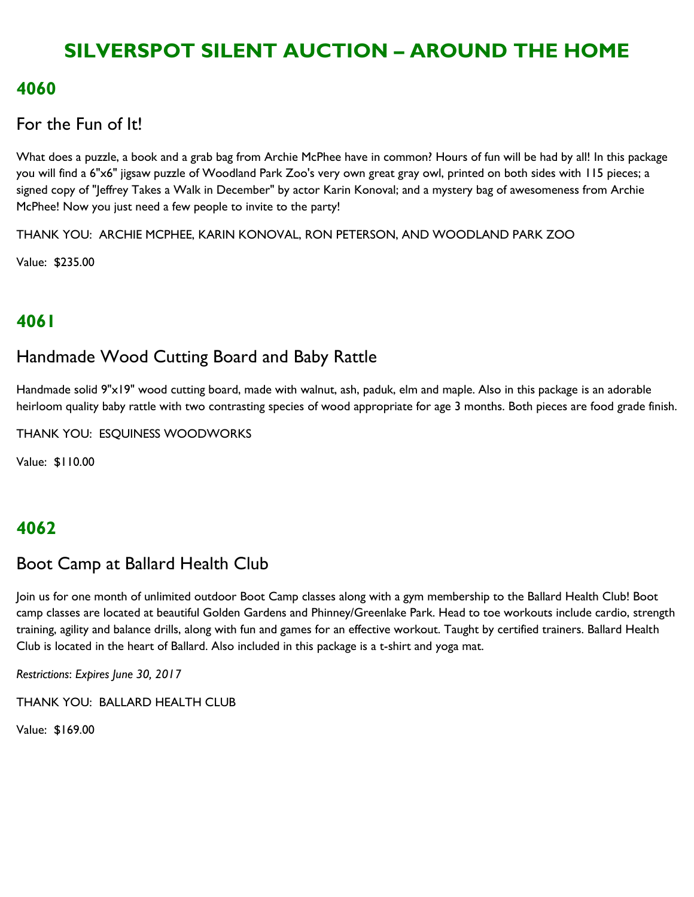# SILVERSPOT SILENT AUCTION – AROUND THE HOME

## 4060

### For the Fun of It!

What does a puzzle, a book and a grab bag from Archie McPhee have in common? Hours of fun will be had by all! In this package you will find a 6"x6" jigsaw puzzle of Woodland Park Zoo's very own great gray owl, printed on both sides with 115 pieces; a signed copy of "Jeffrey Takes a Walk in December" by actor Karin Konoval; and a mystery bag of awesomeness from Archie McPhee! Now you just need a few people to invite to the party!

THANK YOU: ARCHIE MCPHEE, KARIN KONOVAL, RON PETERSON, AND WOODLAND PARK ZOO

Value: $235.00

## 4061

### Handmade Wood Cutting Board and Baby Rattle

Handmade solid 9"x19" wood cutting board, made with walnut, ash, paduk, elm and maple. Also in this package is an adorable heirloom quality baby rattle with two contrasting species of wood appropriate for age 3 months. Both pieces are food grade finish.

THANK YOU: ESQUINESS WOODWORKS

Value: $110.00

## 4062

### Boot Camp at Ballard Health Club

Join us for one month of unlimited outdoor Boot Camp classes along with a gym membership to the Ballard Health Club! Boot camp classes are located at beautiful Golden Gardens and Phinney/Greenlake Park. Head to toe workouts include cardio, strength training, agility and balance drills, along with fun and games for an effective workout. Taught by certified trainers. Ballard Health Club is located in the heart of Ballard. Also included in this package is a t-shirt and yoga mat.

*Restrictions*: *Expires June 30, 2017*

THANK YOU: BALLARD HEALTH CLUB

Value: $169.00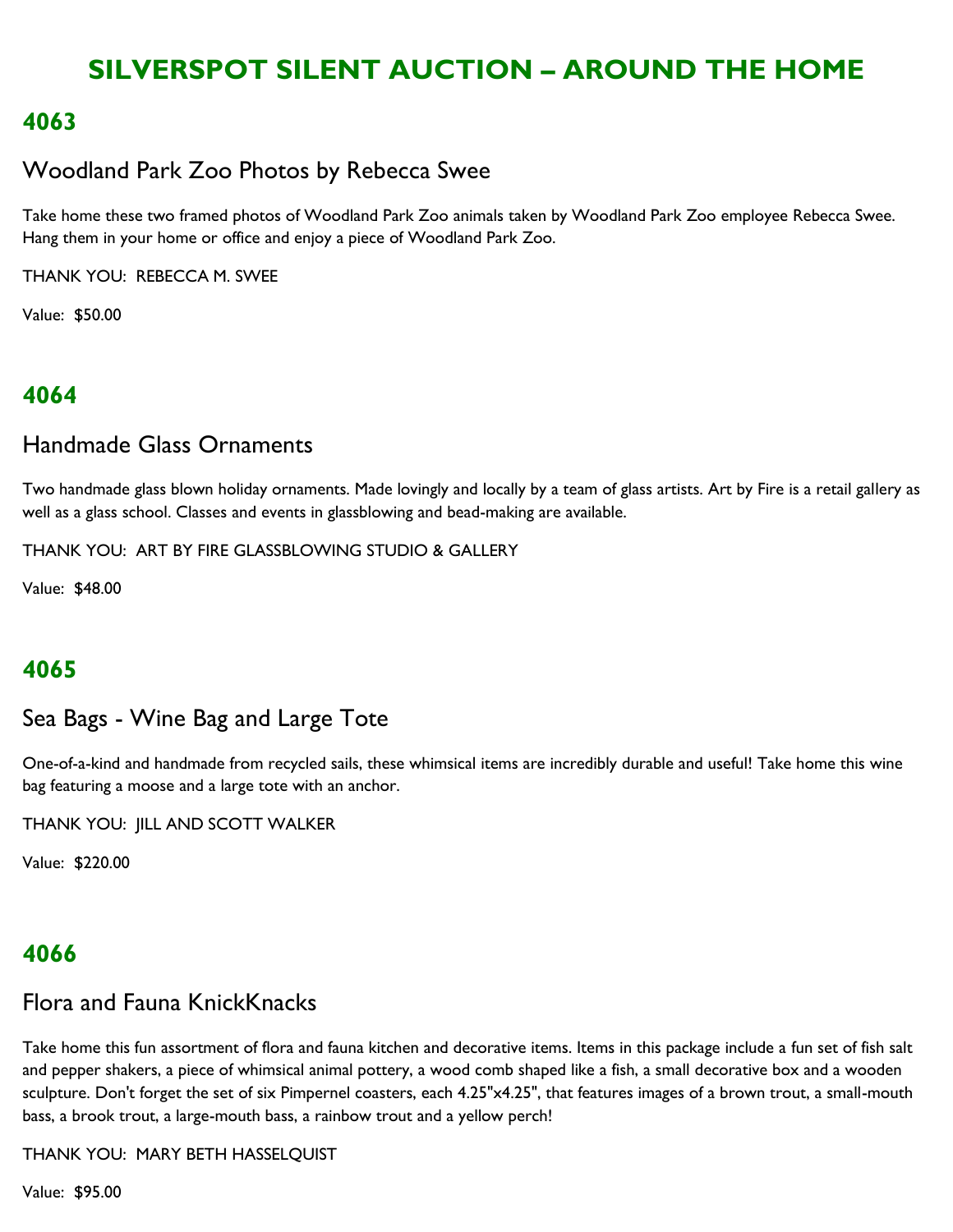# SILVERSPOT SILENT AUCTION – AROUND THE HOME

## 4063

### Woodland Park Zoo Photos by Rebecca Swee

Take home these two framed photos of Woodland Park Zoo animals taken by Woodland Park Zoo employee Rebecca Swee. Hang them in your home or office and enjoy a piece of Woodland Park Zoo.

THANK YOU: REBECCA M. SWEE

Value: $50.00

## 4064

### Handmade Glass Ornaments

Two handmade glass blown holiday ornaments. Made lovingly and locally by a team of glass artists. Art by Fire is a retail gallery as well as a glass school. Classes and events in glassblowing and bead-making are available.

THANK YOU: ART BY FIRE GLASSBLOWING STUDIO & GALLERY

Value: $48.00

## 4065

### Sea Bags - Wine Bag and Large Tote

One-of-a-kind and handmade from recycled sails, these whimsical items are incredibly durable and useful! Take home this wine bag featuring a moose and a large tote with an anchor.

THANK YOU: JILL AND SCOTT WALKER

Value: $220.00

## 4066

### Flora and Fauna KnickKnacks

Take home this fun assortment of flora and fauna kitchen and decorative items. Items in this package include a fun set of fish salt and pepper shakers, a piece of whimsical animal pottery, a wood comb shaped like a fish, a small decorative box and a wooden sculpture. Don't forget the set of six Pimpernel coasters, each 4.25"x4.25", that features images of a brown trout, a small-mouth bass, a brook trout, a large-mouth bass, a rainbow trout and a yellow perch!

THANK YOU: MARY BETH HASSELQUIST

Value: $95.00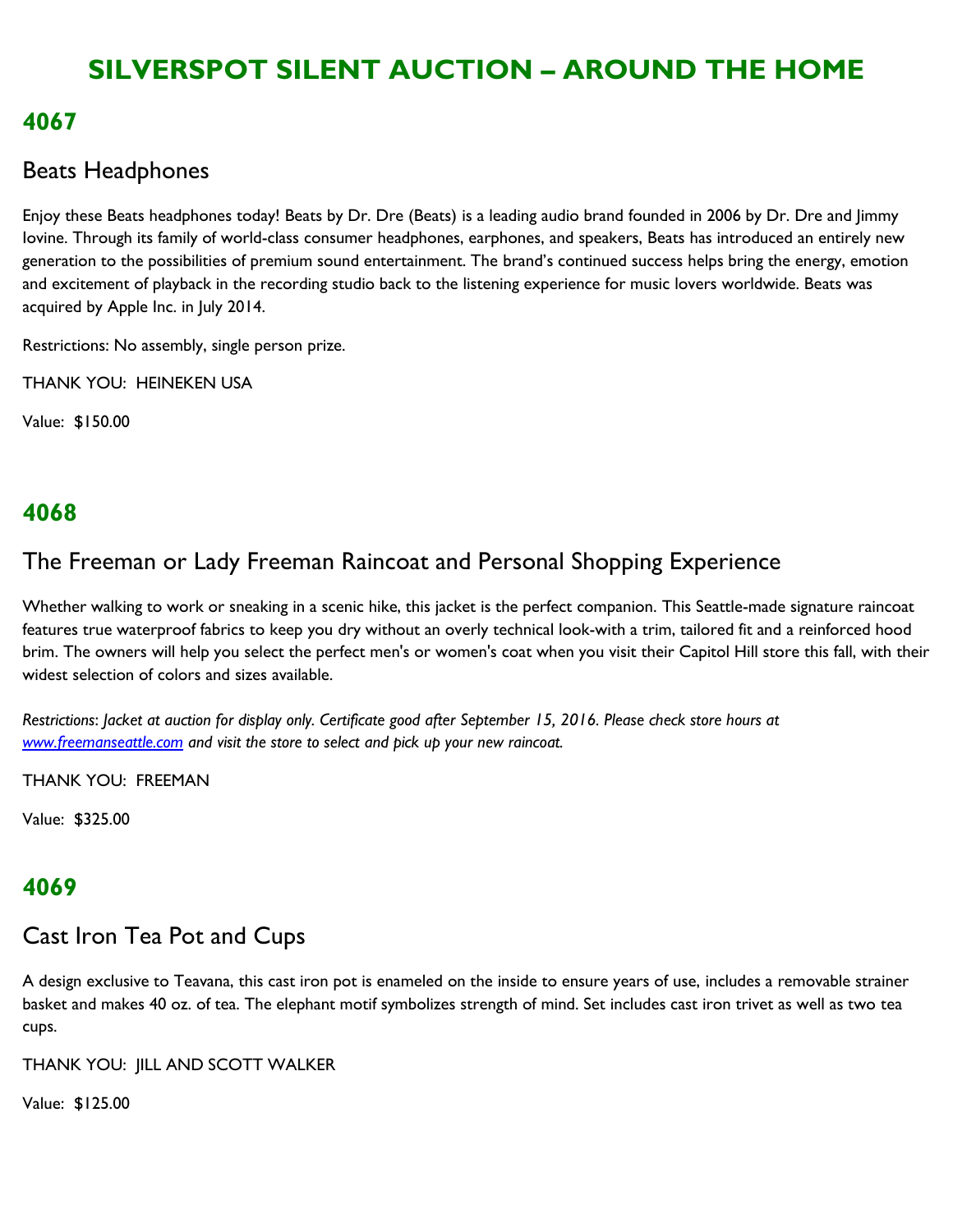# SILVERSPOT SILENT AUCTION – AROUND THE HOME

## 4067

### Beats Headphones

Enjoy these Beats headphones today! Beats by Dr. Dre (Beats) is a leading audio brand founded in 2006 by Dr. Dre and Jimmy Iovine. Through its family of world-class consumer headphones, earphones, and speakers, Beats has introduced an entirely new generation to the possibilities of premium sound entertainment. The brand's continued success helps bring the energy, emotion and excitement of playback in the recording studio back to the listening experience for music lovers worldwide. Beats was acquired by Apple Inc. in July 2014.

Restrictions: No assembly, single person prize.

THANK YOU: HEINEKEN USA

Value: $150.00

## 4068

### The Freeman or Lady Freeman Raincoat and Personal Shopping Experience

Whether walking to work or sneaking in a scenic hike, this jacket is the perfect companion. This Seattle-made signature raincoat features true waterproof fabrics to keep you dry without an overly technical look-with a trim, tailored fit and a reinforced hood brim. The owners will help you select the perfect men's or women's coat when you visit their Capitol Hill store this fall, with their widest selection of colors and sizes available.

*Restrictions: Jacket at auction for display only. Certificate good after September 15, 2016. Please check store hours at [www.freemanseattle.com](http://www.freemanseattle.com) and visit the store to select and pick up your new raincoat.*

THANK YOU: FREEMAN

Value: $325.00

## 4069

### Cast Iron Tea Pot and Cups

A design exclusive to Teavana, this cast iron pot is enameled on the inside to ensure years of use, includes a removable strainer basket and makes 40 oz. of tea. The elephant motif symbolizes strength of mind. Set includes cast iron trivet as well as two tea cups.

THANK YOU: JILL AND SCOTT WALKER

Value: $125.00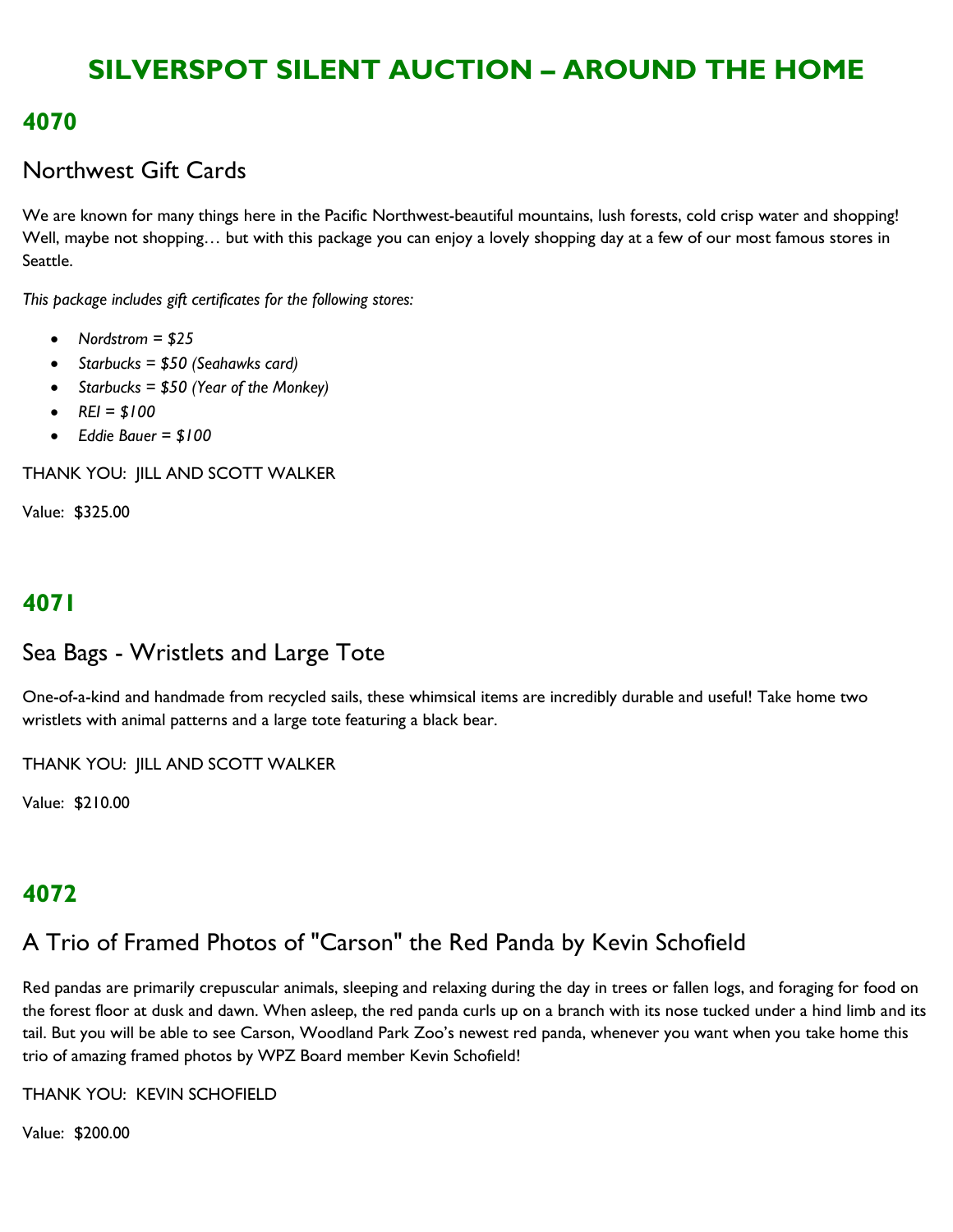# SILVERSPOT SILENT AUCTION – AROUND THE HOME

## 4070

### Northwest Gift Cards

We are known for many things here in the Pacific Northwest-beautiful mountains, lush forests, cold crisp water and shopping! Well, maybe not shopping… but with this package you can enjoy a lovely shopping day at a few of our most famous stores in Seattle.

*This package includes gift certificates for the following stores:*

- *Nordstrom = $25*
- *Starbucks = $50 (Seahawks card)*
- *Starbucks = $50 (Year of the Monkey)*
- *REI = $100*
- *Eddie Bauer = $100*

THANK YOU: JILL AND SCOTT WALKER

Value: $325.00

## 4071

### Sea Bags - Wristlets and Large Tote

One-of-a-kind and handmade from recycled sails, these whimsical items are incredibly durable and useful! Take home two wristlets with animal patterns and a large tote featuring a black bear.

THANK YOU: JILL AND SCOTT WALKER

Value: $210.00

## 4072

### A Trio of Framed Photos of "Carson" the Red Panda by Kevin Schofield

Red pandas are primarily crepuscular animals, sleeping and relaxing during the day in trees or fallen logs, and foraging for food on the forest floor at dusk and dawn. When asleep, the red panda curls up on a branch with its nose tucked under a hind limb and its tail. But you will be able to see Carson, Woodland Park Zoo's newest red panda, whenever you want when you take home this trio of amazing framed photos by WPZ Board member Kevin Schofield!

THANK YOU: KEVIN SCHOFIELD

Value: $200.00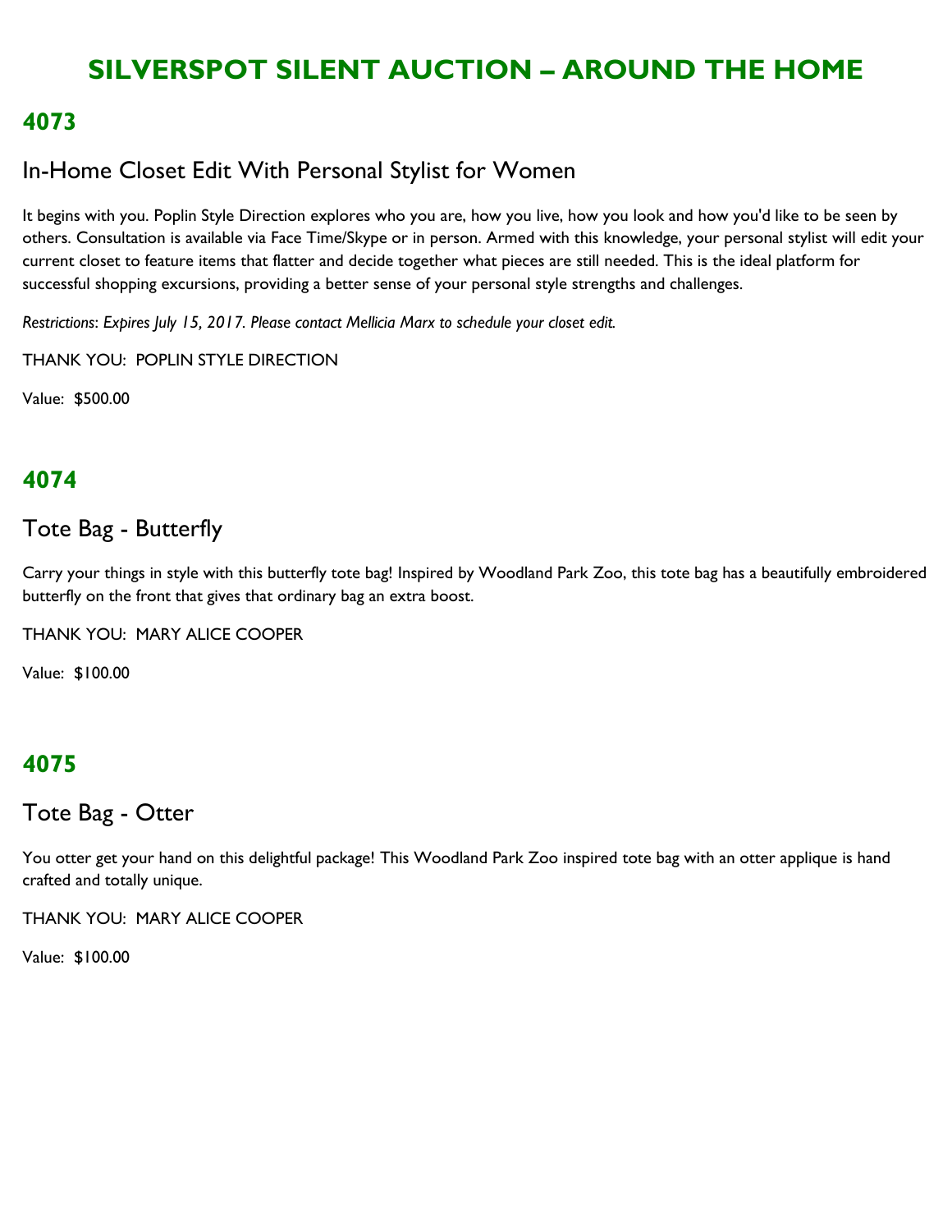# SILVERSPOT SILENT AUCTION – AROUND THE HOME

## 4073

### In-Home Closet Edit With Personal Stylist for Women

It begins with you. Poplin Style Direction explores who you are, how you live, how you look and how you'd like to be seen by others. Consultation is available via Face Time/Skype or in person. Armed with this knowledge, your personal stylist will edit your current closet to feature items that flatter and decide together what pieces are still needed. This is the ideal platform for successful shopping excursions, providing a better sense of your personal style strengths and challenges.

*Restrictions*: *Expires July 15, 2017. Please contact Mellicia Marx to schedule your closet edit.*

THANK YOU: POPLIN STYLE DIRECTION

Value: $500.00

## 4074

### Tote Bag - Butterfly

Carry your things in style with this butterfly tote bag! Inspired by Woodland Park Zoo, this tote bag has a beautifully embroidered butterfly on the front that gives that ordinary bag an extra boost.

THANK YOU: MARY ALICE COOPER

Value: $100.00

## 4075

### Tote Bag - Otter

You otter get your hand on this delightful package! This Woodland Park Zoo inspired tote bag with an otter applique is hand crafted and totally unique.

THANK YOU: MARY ALICE COOPER

Value: $100.00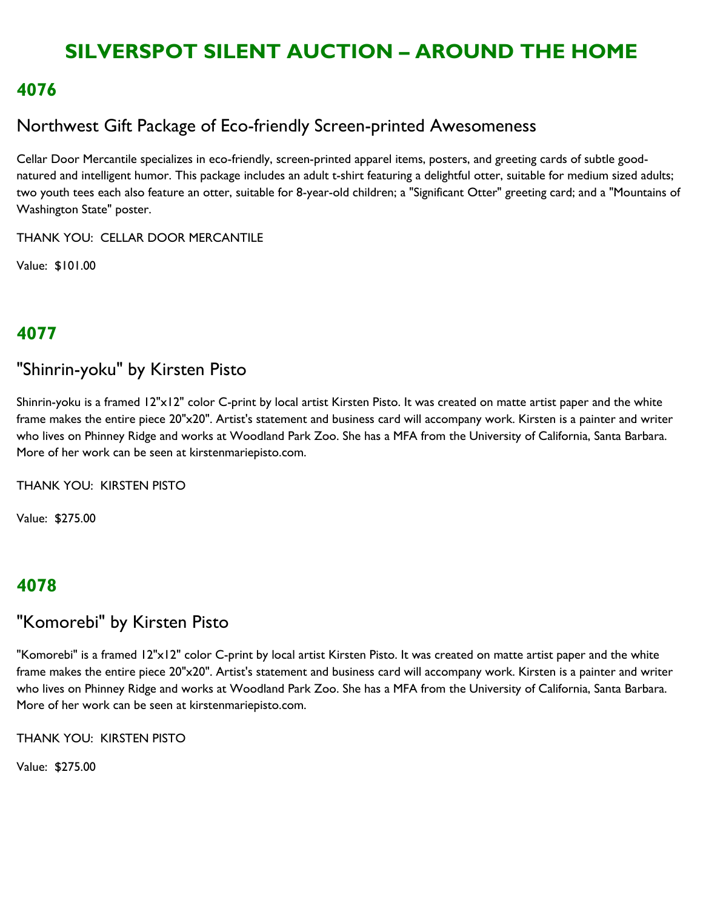# SILVERSPOT SILENT AUCTION – AROUND THE HOME

## 4076

### Northwest Gift Package of Eco-friendly Screen-printed Awesomeness

Cellar Door Mercantile specializes in eco-friendly, screen-printed apparel items, posters, and greeting cards of subtle good-natured and intelligent humor. This package includes an adult t-shirt featuring a delightful otter, suitable for medium sized adults; two youth tees each also feature an otter, suitable for 8-year-old children; a "Significant Otter" greeting card; and a "Mountains of Washington State" poster.

THANK YOU: CELLAR DOOR MERCANTILE

Value: $101.00

## 4077

### "Shinrin-yoku" by Kirsten Pisto

Shinrin-yoku is a framed 12"x12" color C-print by local artist Kirsten Pisto. It was created on matte artist paper and the white frame makes the entire piece 20"x20". Artist's statement and business card will accompany work. Kirsten is a painter and writer who lives on Phinney Ridge and works at Woodland Park Zoo. She has a MFA from the University of California, Santa Barbara. More of her work can be seen at kirstenmariepisto.com.

THANK YOU: KIRSTEN PISTO

Value: $275.00

## 4078

### "Komorebi" by Kirsten Pisto

"Komorebi" is a framed 12"x12" color C-print by local artist Kirsten Pisto. It was created on matte artist paper and the white frame makes the entire piece 20"x20". Artist's statement and business card will accompany work. Kirsten is a painter and writer who lives on Phinney Ridge and works at Woodland Park Zoo. She has a MFA from the University of California, Santa Barbara. More of her work can be seen at kirstenmariepisto.com.

THANK YOU: KIRSTEN PISTO

Value: $275.00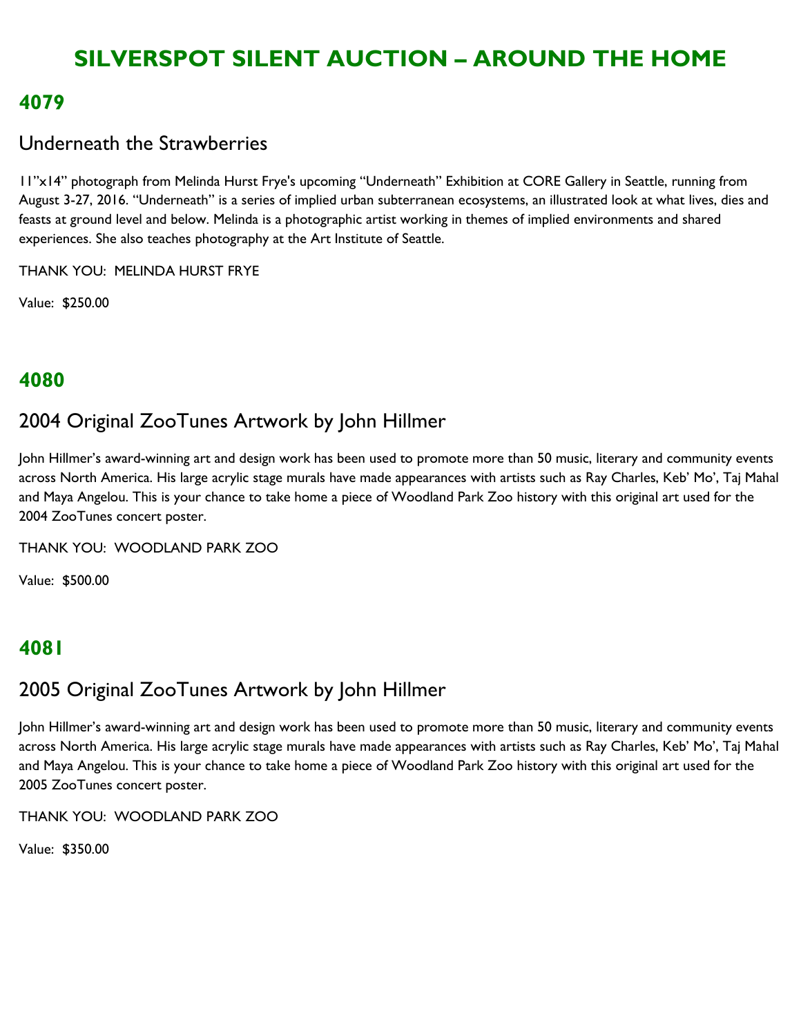# SILVERSPOT SILENT AUCTION – AROUND THE HOME

## 4079

### Underneath the Strawberries

11"x14" photograph from Melinda Hurst Frye's upcoming "Underneath" Exhibition at CORE Gallery in Seattle, running from August 3-27, 2016. "Underneath" is a series of implied urban subterranean ecosystems, an illustrated look at what lives, dies and feasts at ground level and below. Melinda is a photographic artist working in themes of implied environments and shared experiences. She also teaches photography at the Art Institute of Seattle.

THANK YOU: MELINDA HURST FRYE

Value: $250.00

## 4080

### 2004 Original ZooTunes Artwork by John Hillmer

John Hillmer's award-winning art and design work has been used to promote more than 50 music, literary and community events across North America. His large acrylic stage murals have made appearances with artists such as Ray Charles, Keb' Mo', Taj Mahal and Maya Angelou. This is your chance to take home a piece of Woodland Park Zoo history with this original art used for the 2004 ZooTunes concert poster.

THANK YOU: WOODLAND PARK ZOO

Value: $500.00

## 4081

### 2005 Original ZooTunes Artwork by John Hillmer

John Hillmer's award-winning art and design work has been used to promote more than 50 music, literary and community events across North America. His large acrylic stage murals have made appearances with artists such as Ray Charles, Keb' Mo', Taj Mahal and Maya Angelou. This is your chance to take home a piece of Woodland Park Zoo history with this original art used for the 2005 ZooTunes concert poster.

THANK YOU: WOODLAND PARK ZOO

Value: $350.00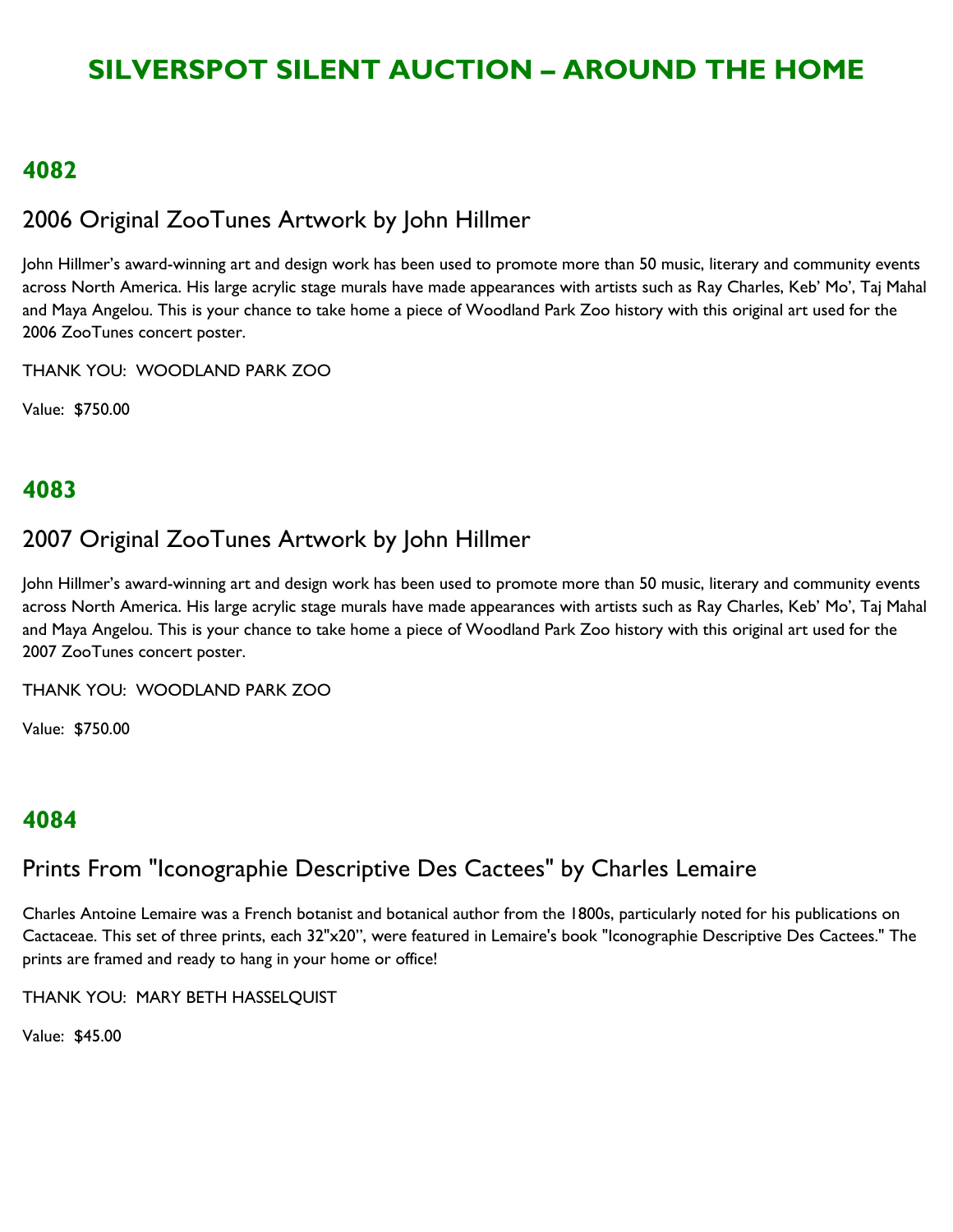# SILVERSPOT SILENT AUCTION – AROUND THE HOME

## 4082

### 2006 Original ZooTunes Artwork by John Hillmer

John Hillmer's award-winning art and design work has been used to promote more than 50 music, literary and community events across North America. His large acrylic stage murals have made appearances with artists such as Ray Charles, Keb' Mo', Taj Mahal and Maya Angelou. This is your chance to take home a piece of Woodland Park Zoo history with this original art used for the 2006 ZooTunes concert poster.

THANK YOU: WOODLAND PARK ZOO

Value: $750.00

## 4083

### 2007 Original ZooTunes Artwork by John Hillmer

John Hillmer's award-winning art and design work has been used to promote more than 50 music, literary and community events across North America. His large acrylic stage murals have made appearances with artists such as Ray Charles, Keb' Mo', Taj Mahal and Maya Angelou. This is your chance to take home a piece of Woodland Park Zoo history with this original art used for the 2007 ZooTunes concert poster.

THANK YOU: WOODLAND PARK ZOO

Value: $750.00

## 4084

### Prints From "Iconographie Descriptive Des Cactees" by Charles Lemaire

Charles Antoine Lemaire was a French botanist and botanical author from the 1800s, particularly noted for his publications on Cactaceae. This set of three prints, each 32"x20", were featured in Lemaire's book "Iconographie Descriptive Des Cactees." The prints are framed and ready to hang in your home or office!

THANK YOU: MARY BETH HASSELQUIST

Value: $45.00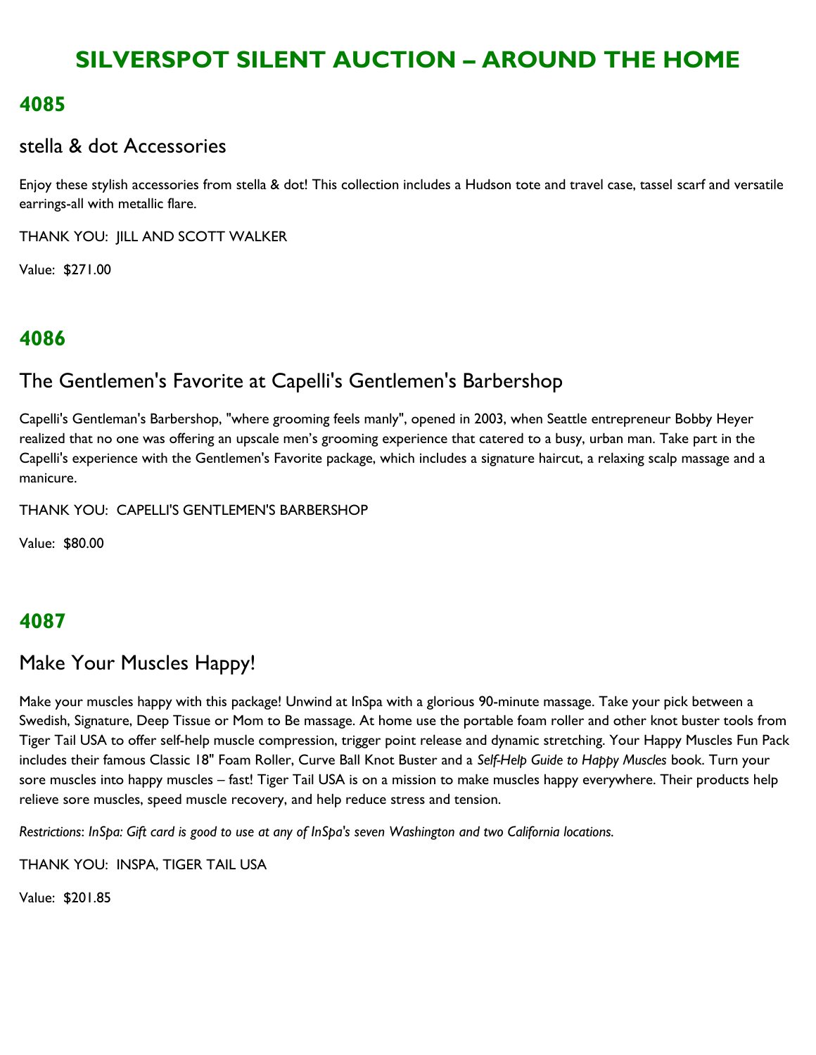# SILVERSPOT SILENT AUCTION – AROUND THE HOME

## 4085

### stella & dot Accessories

Enjoy these stylish accessories from stella & dot! This collection includes a Hudson tote and travel case, tassel scarf and versatile earrings-all with metallic flare.

THANK YOU: JILL AND SCOTT WALKER

Value: $271.00

## 4086

### The Gentlemen's Favorite at Capelli's Gentlemen's Barbershop

Capelli's Gentleman's Barbershop, "where grooming feels manly", opened in 2003, when Seattle entrepreneur Bobby Heyer realized that no one was offering an upscale men's grooming experience that catered to a busy, urban man. Take part in the Capelli's experience with the Gentlemen's Favorite package, which includes a signature haircut, a relaxing scalp massage and a manicure.

THANK YOU: CAPELLI'S GENTLEMEN'S BARBERSHOP

Value: $80.00

## 4087

### Make Your Muscles Happy!

Make your muscles happy with this package! Unwind at InSpa with a glorious 90-minute massage. Take your pick between a Swedish, Signature, Deep Tissue or Mom to Be massage. At home use the portable foam roller and other knot buster tools from Tiger Tail USA to offer self-help muscle compression, trigger point release and dynamic stretching. Your Happy Muscles Fun Pack includes their famous Classic 18" Foam Roller, Curve Ball Knot Buster and a *Self-Help Guide to Happy Muscles* book. Turn your sore muscles into happy muscles – fast! Tiger Tail USA is on a mission to make muscles happy everywhere. Their products help relieve sore muscles, speed muscle recovery, and help reduce stress and tension.

*Restrictions: InSpa: Gift card is good to use at any of InSpa's seven Washington and two California locations.*

THANK YOU: INSPA, TIGER TAIL USA

Value: $201.85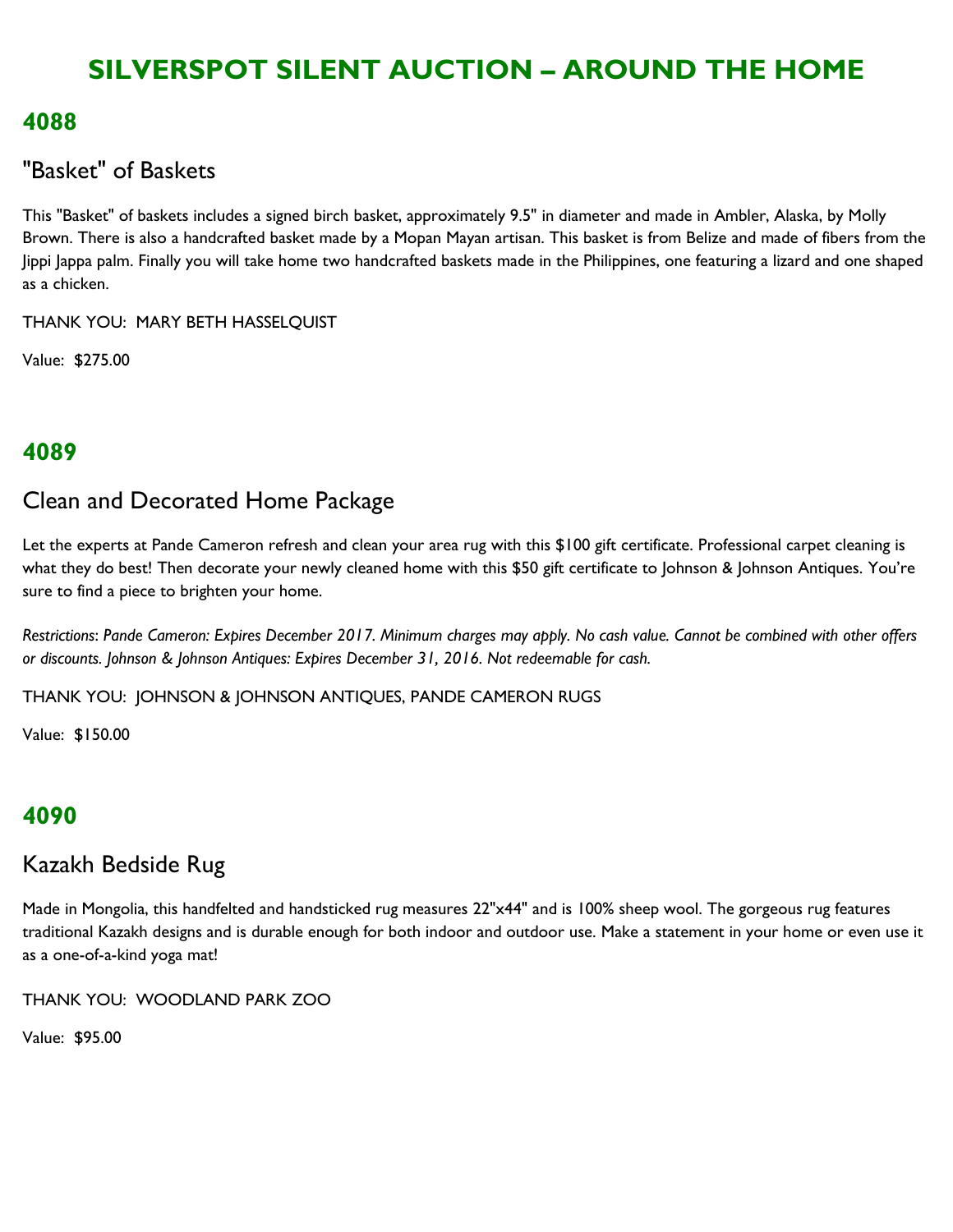# SILVERSPOT SILENT AUCTION – AROUND THE HOME

## 4088

### "Basket" of Baskets

This "Basket" of baskets includes a signed birch basket, approximately 9.5" in diameter and made in Ambler, Alaska, by Molly Brown. There is also a handcrafted basket made by a Mopan Mayan artisan. This basket is from Belize and made of fibers from the Jippi Jappa palm. Finally you will take home two handcrafted baskets made in the Philippines, one featuring a lizard and one shaped as a chicken.

THANK YOU: MARY BETH HASSELQUIST

Value: $275.00

## 4089

### Clean and Decorated Home Package

Let the experts at Pande Cameron refresh and clean your area rug with this $100 gift certificate. Professional carpet cleaning is what they do best! Then decorate your newly cleaned home with this $50 gift certificate to Johnson & Johnson Antiques. You're sure to find a piece to brighten your home.

*Restrictions: Pande Cameron: Expires December 2017. Minimum charges may apply. No cash value. Cannot be combined with other offers or discounts. Johnson & Johnson Antiques: Expires December 31, 2016. Not redeemable for cash.*

THANK YOU: JOHNSON & JOHNSON ANTIQUES, PANDE CAMERON RUGS

Value: $150.00

## 4090

### Kazakh Bedside Rug

Made in Mongolia, this handfelted and handsticked rug measures 22"x44" and is 100% sheep wool. The gorgeous rug features traditional Kazakh designs and is durable enough for both indoor and outdoor use. Make a statement in your home or even use it as a one-of-a-kind yoga mat!

THANK YOU: WOODLAND PARK ZOO

Value: $95.00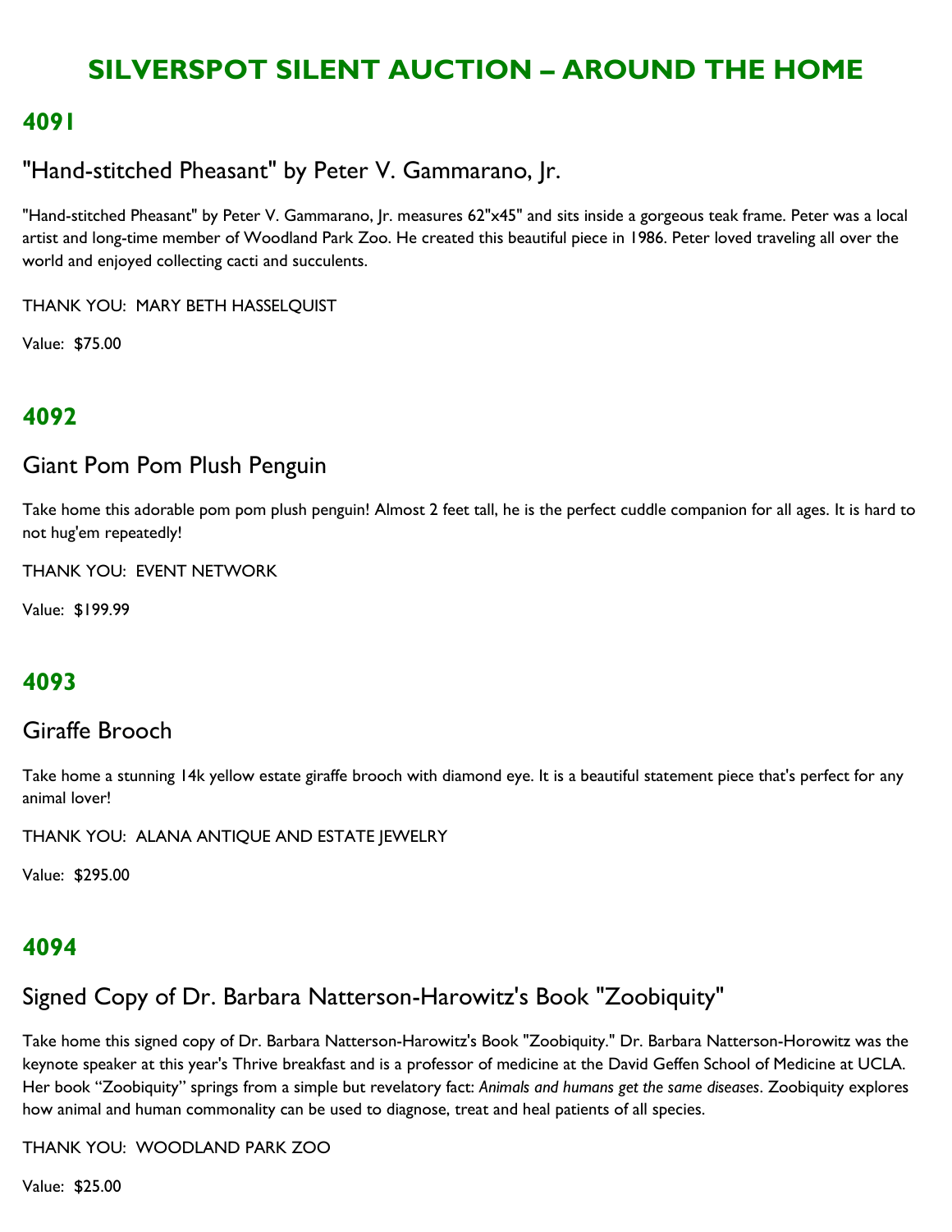# SILVERSPOT SILENT AUCTION – AROUND THE HOME

## 4091

### "Hand-stitched Pheasant" by Peter V. Gammarano, Jr.

"Hand-stitched Pheasant" by Peter V. Gammarano, Jr. measures 62"x45" and sits inside a gorgeous teak frame. Peter was a local artist and long-time member of Woodland Park Zoo. He created this beautiful piece in 1986. Peter loved traveling all over the world and enjoyed collecting cacti and succulents.

THANK YOU:  MARY BETH HASSELQUIST

Value:  $75.00

## 4092

### Giant Pom Pom Plush Penguin

Take home this adorable pom pom plush penguin! Almost 2 feet tall, he is the perfect cuddle companion for all ages. It is hard to not hug'em repeatedly!

THANK YOU:  EVENT NETWORK

Value:  $199.99

## 4093

### Giraffe Brooch

Take home a stunning 14k yellow estate giraffe brooch with diamond eye. It is a beautiful statement piece that's perfect for any animal lover!

THANK YOU:  ALANA ANTIQUE AND ESTATE JEWELRY

Value:  $295.00

## 4094

### Signed Copy of Dr. Barbara Natterson-Harowitz's Book "Zoobiquity"

Take home this signed copy of Dr. Barbara Natterson-Harowitz's Book "Zoobiquity." Dr. Barbara Natterson-Horowitz was the keynote speaker at this year's Thrive breakfast and is a professor of medicine at the David Geffen School of Medicine at UCLA. Her book "Zoobiquity" springs from a simple but revelatory fact: *Animals and humans get the same diseases*. Zoobiquity explores how animal and human commonality can be used to diagnose, treat and heal patients of all species.

THANK YOU:  WOODLAND PARK ZOO

Value:  $25.00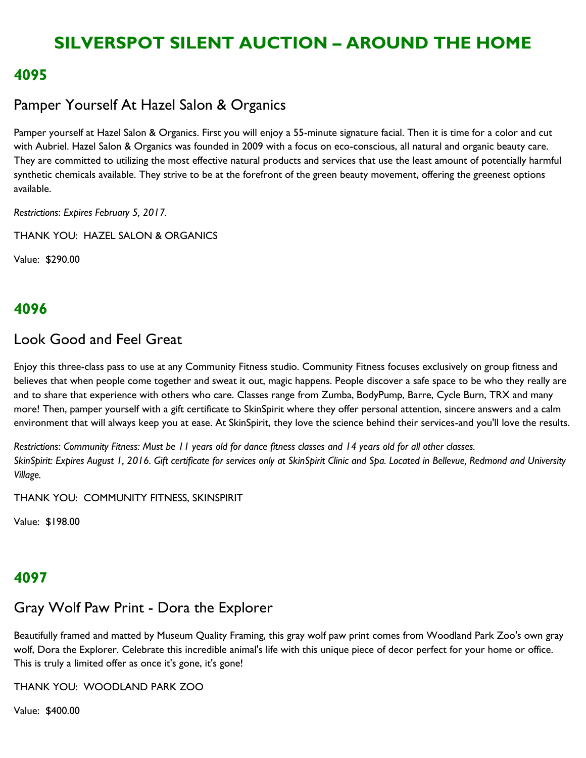# SILVERSPOT SILENT AUCTION – AROUND THE HOME

## 4095

### Pamper Yourself At Hazel Salon & Organics

Pamper yourself at Hazel Salon & Organics. First you will enjoy a 55-minute signature facial. Then it is time for a color and cut with Aubriel. Hazel Salon & Organics was founded in 2009 with a focus on eco-conscious, all natural and organic beauty care. They are committed to utilizing the most effective natural products and services that use the least amount of potentially harmful synthetic chemicals available. They strive to be at the forefront of the green beauty movement, offering the greenest options available.

*Restrictions*: *Expires February 5, 2017.*

THANK YOU: HAZEL SALON & ORGANICS

Value: $290.00

## 4096

### Look Good and Feel Great

Enjoy this three-class pass to use at any Community Fitness studio. Community Fitness focuses exclusively on group fitness and believes that when people come together and sweat it out, magic happens. People discover a safe space to be who they really are and to share that experience with others who care. Classes range from Zumba, BodyPump, Barre, Cycle Burn, TRX and many more! Then, pamper yourself with a gift certificate to SkinSpirit where they offer personal attention, sincere answers and a calm environment that will always keep you at ease. At SkinSpirit, they love the science behind their services-and you'll love the results.

*Restrictions*: *Community Fitness: Must be 11 years old for dance fitness classes and 14 years old for all other classes.*
*SkinSpirit: Expires August 1, 2016. Gift certificate for services only at SkinSpirit Clinic and Spa. Located in Bellevue, Redmond and University Village.*

THANK YOU: COMMUNITY FITNESS, SKINSPIRIT

Value: $198.00

## 4097

### Gray Wolf Paw Print - Dora the Explorer

Beautifully framed and matted by Museum Quality Framing, this gray wolf paw print comes from Woodland Park Zoo's own gray wolf, Dora the Explorer. Celebrate this incredible animal's life with this unique piece of decor perfect for your home or office. This is truly a limited offer as once it's gone, it's gone!

THANK YOU: WOODLAND PARK ZOO

Value: $400.00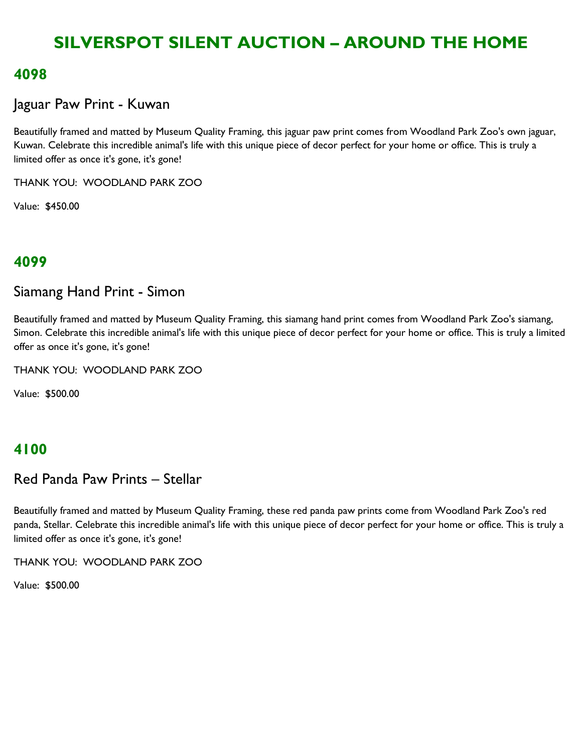# SILVERSPOT SILENT AUCTION – AROUND THE HOME

## 4098

### Jaguar Paw Print - Kuwan

Beautifully framed and matted by Museum Quality Framing, this jaguar paw print comes from Woodland Park Zoo's own jaguar, Kuwan. Celebrate this incredible animal's life with this unique piece of decor perfect for your home or office. This is truly a limited offer as once it's gone, it's gone!

THANK YOU: WOODLAND PARK ZOO

Value: $450.00

## 4099

### Siamang Hand Print - Simon

Beautifully framed and matted by Museum Quality Framing, this siamang hand print comes from Woodland Park Zoo's siamang, Simon. Celebrate this incredible animal's life with this unique piece of decor perfect for your home or office. This is truly a limited offer as once it's gone, it's gone!

THANK YOU: WOODLAND PARK ZOO

Value: $500.00

## 4100

### Red Panda Paw Prints – Stellar

Beautifully framed and matted by Museum Quality Framing, these red panda paw prints come from Woodland Park Zoo's red panda, Stellar. Celebrate this incredible animal's life with this unique piece of decor perfect for your home or office. This is truly a limited offer as once it's gone, it's gone!

THANK YOU: WOODLAND PARK ZOO

Value: $500.00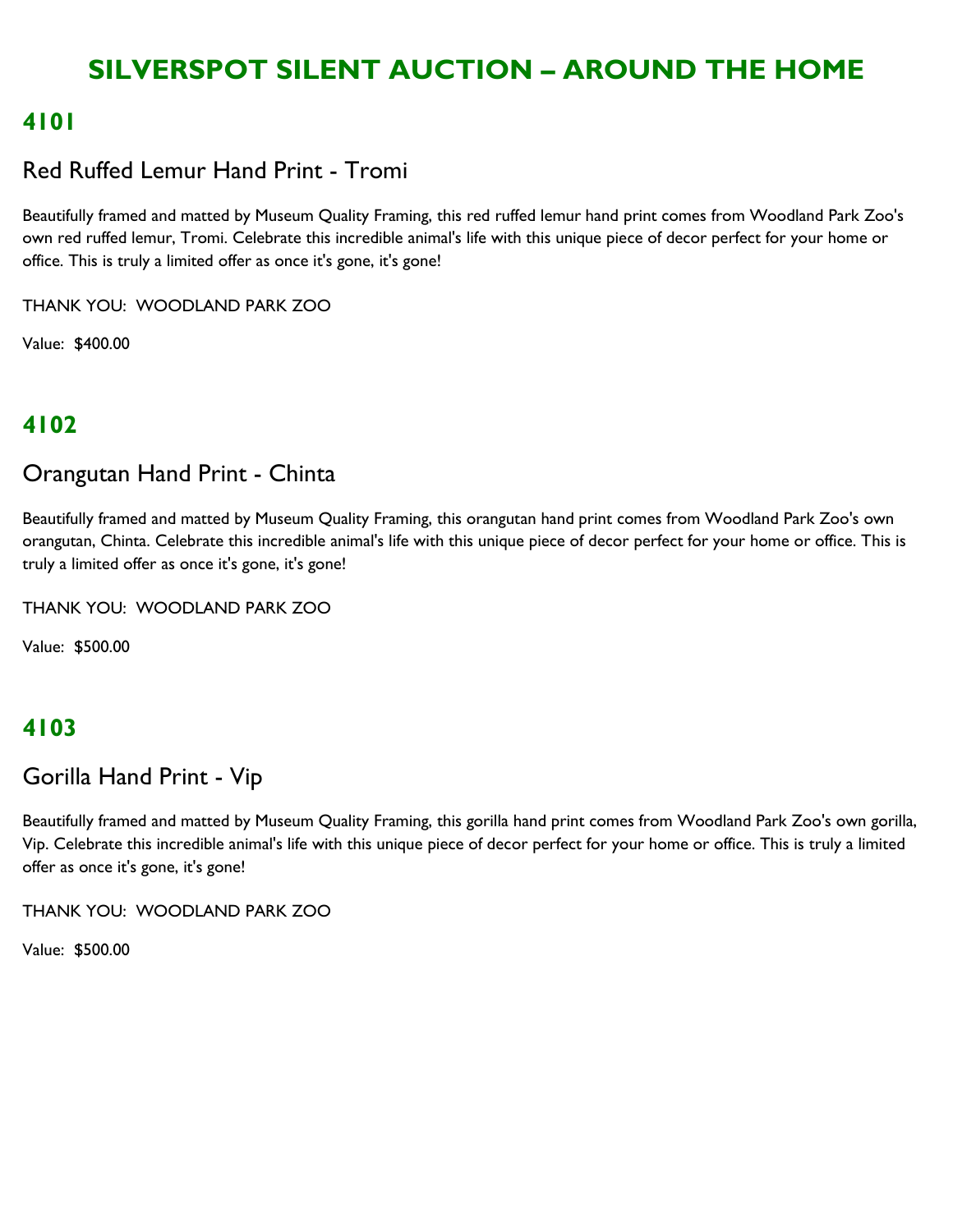# SILVERSPOT SILENT AUCTION – AROUND THE HOME

## 4101

### Red Ruffed Lemur Hand Print - Tromi

Beautifully framed and matted by Museum Quality Framing, this red ruffed lemur hand print comes from Woodland Park Zoo's own red ruffed lemur, Tromi. Celebrate this incredible animal's life with this unique piece of decor perfect for your home or office. This is truly a limited offer as once it's gone, it's gone!

THANK YOU: WOODLAND PARK ZOO

Value: $400.00

## 4102

### Orangutan Hand Print - Chinta

Beautifully framed and matted by Museum Quality Framing, this orangutan hand print comes from Woodland Park Zoo's own orangutan, Chinta. Celebrate this incredible animal's life with this unique piece of decor perfect for your home or office. This is truly a limited offer as once it's gone, it's gone!

THANK YOU: WOODLAND PARK ZOO

Value: $500.00

## 4103

### Gorilla Hand Print - Vip

Beautifully framed and matted by Museum Quality Framing, this gorilla hand print comes from Woodland Park Zoo's own gorilla, Vip. Celebrate this incredible animal's life with this unique piece of decor perfect for your home or office. This is truly a limited offer as once it's gone, it's gone!

THANK YOU: WOODLAND PARK ZOO

Value: $500.00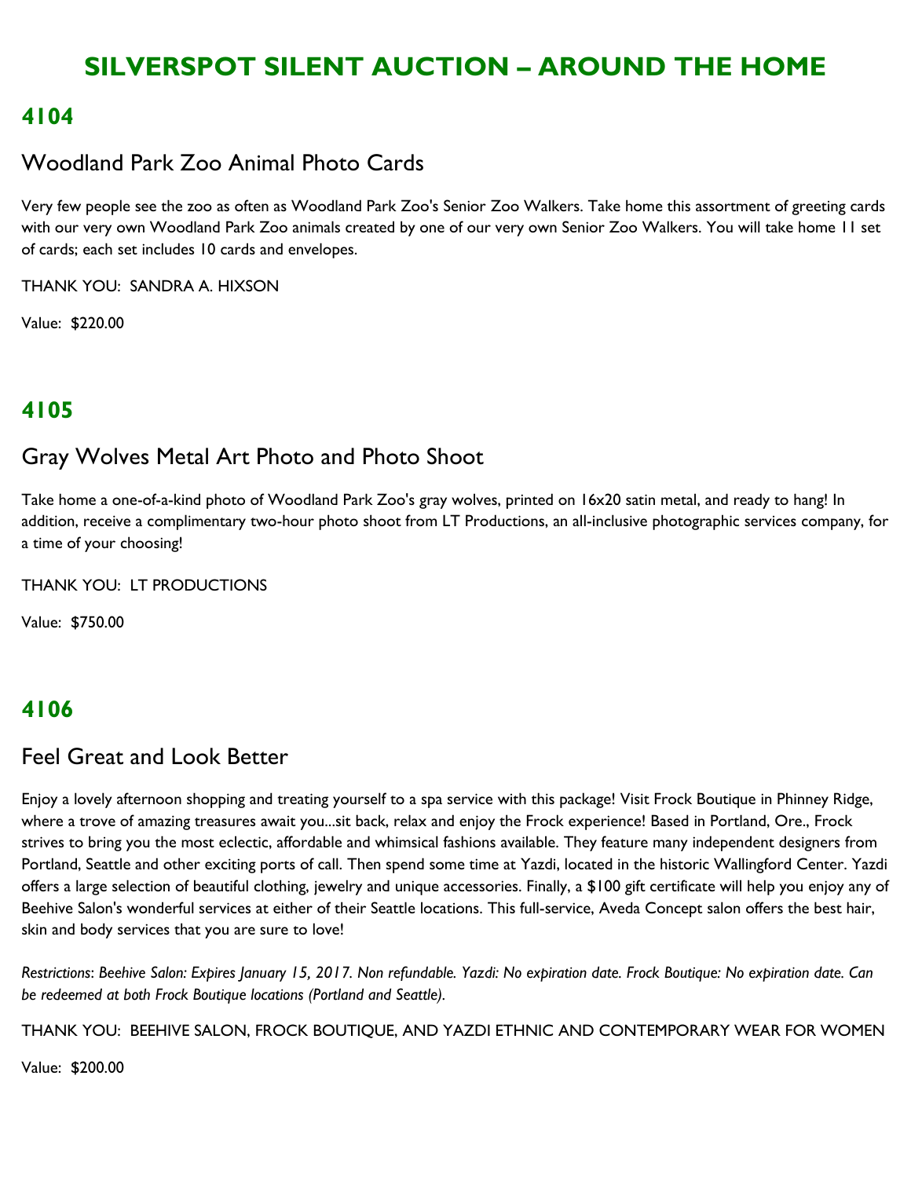# SILVERSPOT SILENT AUCTION – AROUND THE HOME

## 4104

### Woodland Park Zoo Animal Photo Cards

Very few people see the zoo as often as Woodland Park Zoo's Senior Zoo Walkers. Take home this assortment of greeting cards with our very own Woodland Park Zoo animals created by one of our very own Senior Zoo Walkers. You will take home 11 set of cards; each set includes 10 cards and envelopes.

THANK YOU: SANDRA A. HIXSON

Value: $220.00

## 4105

### Gray Wolves Metal Art Photo and Photo Shoot

Take home a one-of-a-kind photo of Woodland Park Zoo's gray wolves, printed on 16x20 satin metal, and ready to hang! In addition, receive a complimentary two-hour photo shoot from LT Productions, an all-inclusive photographic services company, for a time of your choosing!

THANK YOU: LT PRODUCTIONS

Value: $750.00

## 4106

### Feel Great and Look Better

Enjoy a lovely afternoon shopping and treating yourself to a spa service with this package! Visit Frock Boutique in Phinney Ridge, where a trove of amazing treasures await you...sit back, relax and enjoy the Frock experience! Based in Portland, Ore., Frock strives to bring you the most eclectic, affordable and whimsical fashions available. They feature many independent designers from Portland, Seattle and other exciting ports of call. Then spend some time at Yazdi, located in the historic Wallingford Center. Yazdi offers a large selection of beautiful clothing, jewelry and unique accessories. Finally, a $100 gift certificate will help you enjoy any of Beehive Salon's wonderful services at either of their Seattle locations. This full-service, Aveda Concept salon offers the best hair, skin and body services that you are sure to love!

*Restrictions: Beehive Salon: Expires January 15, 2017. Non refundable. Yazdi: No expiration date. Frock Boutique: No expiration date. Can be redeemed at both Frock Boutique locations (Portland and Seattle).*

THANK YOU: BEEHIVE SALON, FROCK BOUTIQUE, AND YAZDI ETHNIC AND CONTEMPORARY WEAR FOR WOMEN

Value: $200.00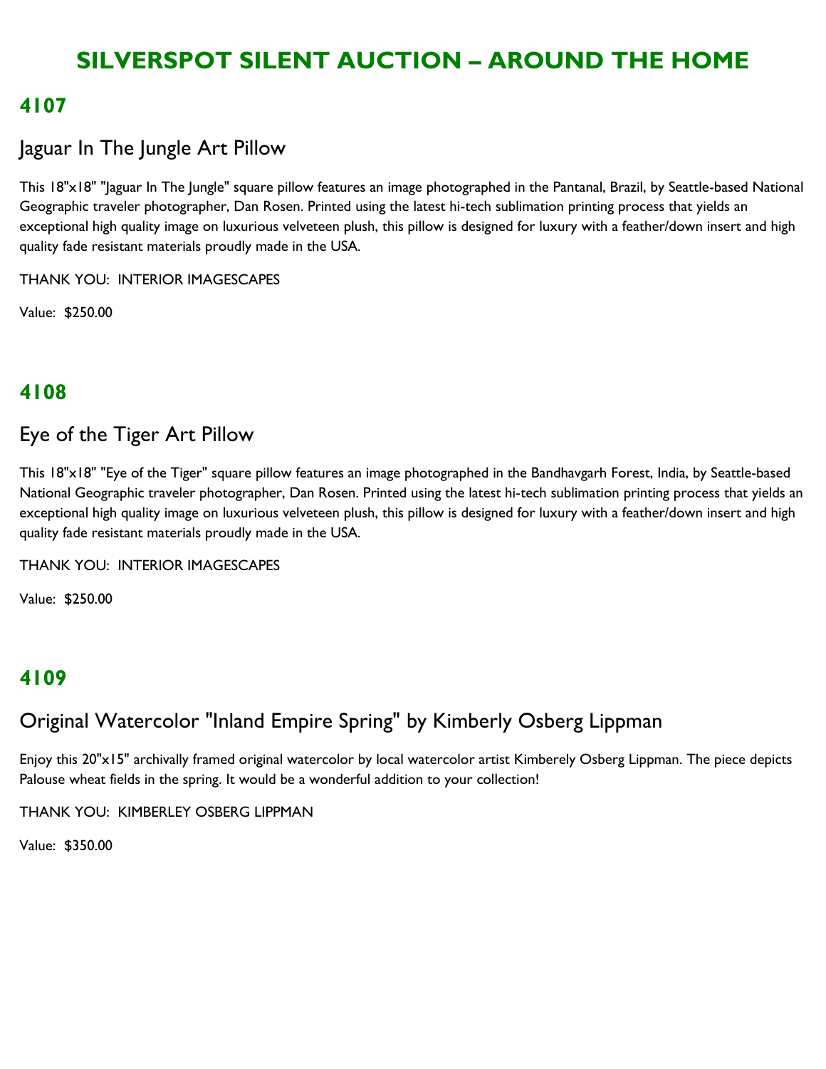# SILVERSPOT SILENT AUCTION – AROUND THE HOME

## 4107

### Jaguar In The Jungle Art Pillow

This 18"x18" "Jaguar In The Jungle" square pillow features an image photographed in the Pantanal, Brazil, by Seattle-based National Geographic traveler photographer, Dan Rosen. Printed using the latest hi-tech sublimation printing process that yields an exceptional high quality image on luxurious velveteen plush, this pillow is designed for luxury with a feather/down insert and high quality fade resistant materials proudly made in the USA.

THANK YOU: INTERIOR IMAGESCAPES

Value: $250.00

## 4108

### Eye of the Tiger Art Pillow

This 18"x18" "Eye of the Tiger" square pillow features an image photographed in the Bandhavgarh Forest, India, by Seattle-based National Geographic traveler photographer, Dan Rosen. Printed using the latest hi-tech sublimation printing process that yields an exceptional high quality image on luxurious velveteen plush, this pillow is designed for luxury with a feather/down insert and high quality fade resistant materials proudly made in the USA.

THANK YOU: INTERIOR IMAGESCAPES

Value: $250.00

## 4109

### Original Watercolor "Inland Empire Spring" by Kimberly Osberg Lippman

Enjoy this 20"x15" archivally framed original watercolor by local watercolor artist Kimberely Osberg Lippman. The piece depicts Palouse wheat fields in the spring. It would be a wonderful addition to your collection!

THANK YOU: KIMBERLEY OSBERG LIPPMAN

Value: $350.00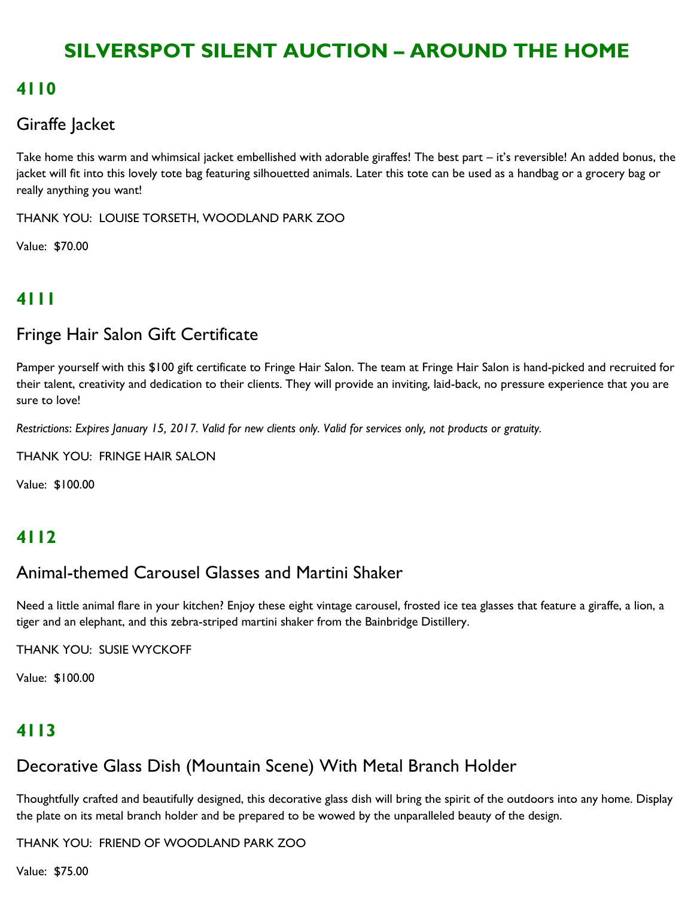# SILVERSPOT SILENT AUCTION – AROUND THE HOME

## 4110

### Giraffe Jacket

Take home this warm and whimsical jacket embellished with adorable giraffes! The best part – it's reversible! An added bonus, the jacket will fit into this lovely tote bag featuring silhouetted animals. Later this tote can be used as a handbag or a grocery bag or really anything you want!

THANK YOU: LOUISE TORSETH, WOODLAND PARK ZOO

Value: $70.00

## 4111

### Fringe Hair Salon Gift Certificate

Pamper yourself with this $100 gift certificate to Fringe Hair Salon. The team at Fringe Hair Salon is hand-picked and recruited for their talent, creativity and dedication to their clients. They will provide an inviting, laid-back, no pressure experience that you are sure to love!

*Restrictions: Expires January 15, 2017. Valid for new clients only. Valid for services only, not products or gratuity.*

THANK YOU: FRINGE HAIR SALON

Value: $100.00

## 4112

### Animal-themed Carousel Glasses and Martini Shaker

Need a little animal flare in your kitchen? Enjoy these eight vintage carousel, frosted ice tea glasses that feature a giraffe, a lion, a tiger and an elephant, and this zebra-striped martini shaker from the Bainbridge Distillery.

THANK YOU: SUSIE WYCKOFF

Value: $100.00

## 4113

### Decorative Glass Dish (Mountain Scene) With Metal Branch Holder

Thoughtfully crafted and beautifully designed, this decorative glass dish will bring the spirit of the outdoors into any home. Display the plate on its metal branch holder and be prepared to be wowed by the unparalleled beauty of the design.

THANK YOU: FRIEND OF WOODLAND PARK ZOO

Value: $75.00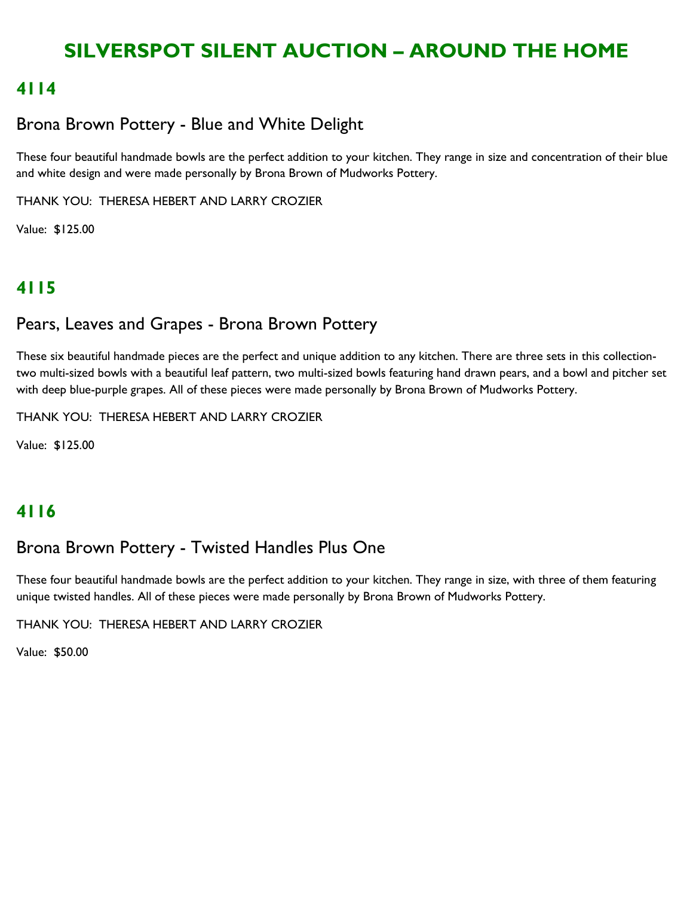# SILVERSPOT SILENT AUCTION – AROUND THE HOME

## 4114

### Brona Brown Pottery - Blue and White Delight

These four beautiful handmade bowls are the perfect addition to your kitchen. They range in size and concentration of their blue and white design and were made personally by Brona Brown of Mudworks Pottery.

THANK YOU: THERESA HEBERT AND LARRY CROZIER

Value: $125.00

## 4115

### Pears, Leaves and Grapes - Brona Brown Pottery

These six beautiful handmade pieces are the perfect and unique addition to any kitchen. There are three sets in this collection-two multi-sized bowls with a beautiful leaf pattern, two multi-sized bowls featuring hand drawn pears, and a bowl and pitcher set with deep blue-purple grapes. All of these pieces were made personally by Brona Brown of Mudworks Pottery.

THANK YOU: THERESA HEBERT AND LARRY CROZIER

Value: $125.00

## 4116

### Brona Brown Pottery - Twisted Handles Plus One

These four beautiful handmade bowls are the perfect addition to your kitchen. They range in size, with three of them featuring unique twisted handles. All of these pieces were made personally by Brona Brown of Mudworks Pottery.

THANK YOU: THERESA HEBERT AND LARRY CROZIER

Value: $50.00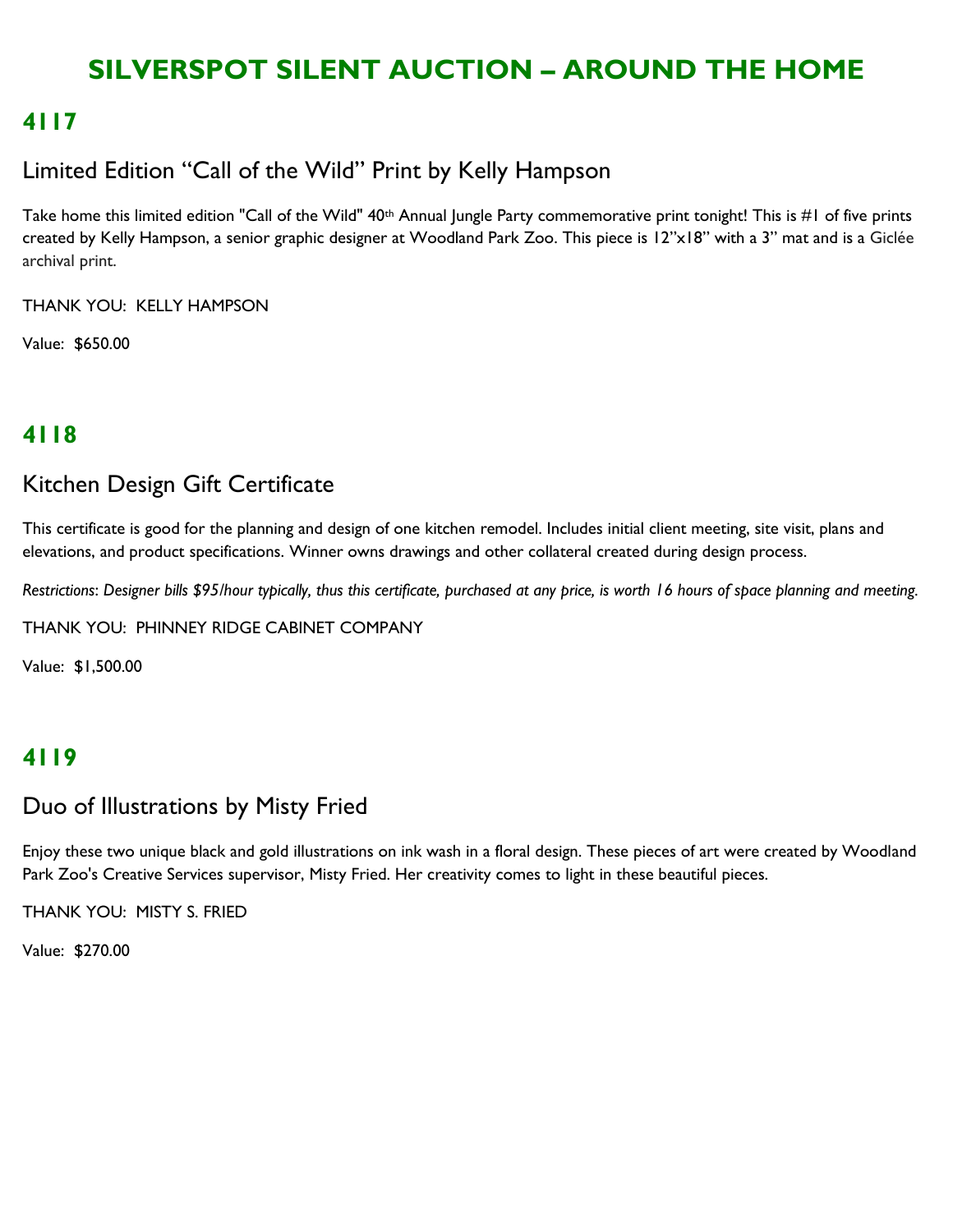# SILVERSPOT SILENT AUCTION – AROUND THE HOME

## 4117

### Limited Edition "Call of the Wild" Print by Kelly Hampson

Take home this limited edition "Call of the Wild" 40th Annual Jungle Party commemorative print tonight! This is #1 of five prints created by Kelly Hampson, a senior graphic designer at Woodland Park Zoo. This piece is 12"x18" with a 3" mat and is a Giclée archival print.

THANK YOU: KELLY HAMPSON

Value: $650.00

## 4118

### Kitchen Design Gift Certificate

This certificate is good for the planning and design of one kitchen remodel. Includes initial client meeting, site visit, plans and elevations, and product specifications. Winner owns drawings and other collateral created during design process.

*Restrictions: Designer bills $95/hour typically, thus this certificate, purchased at any price, is worth 16 hours of space planning and meeting.*

THANK YOU: PHINNEY RIDGE CABINET COMPANY

Value: $1,500.00

## 4119

### Duo of Illustrations by Misty Fried

Enjoy these two unique black and gold illustrations on ink wash in a floral design. These pieces of art were created by Woodland Park Zoo's Creative Services supervisor, Misty Fried. Her creativity comes to light in these beautiful pieces.

THANK YOU: MISTY S. FRIED

Value: $270.00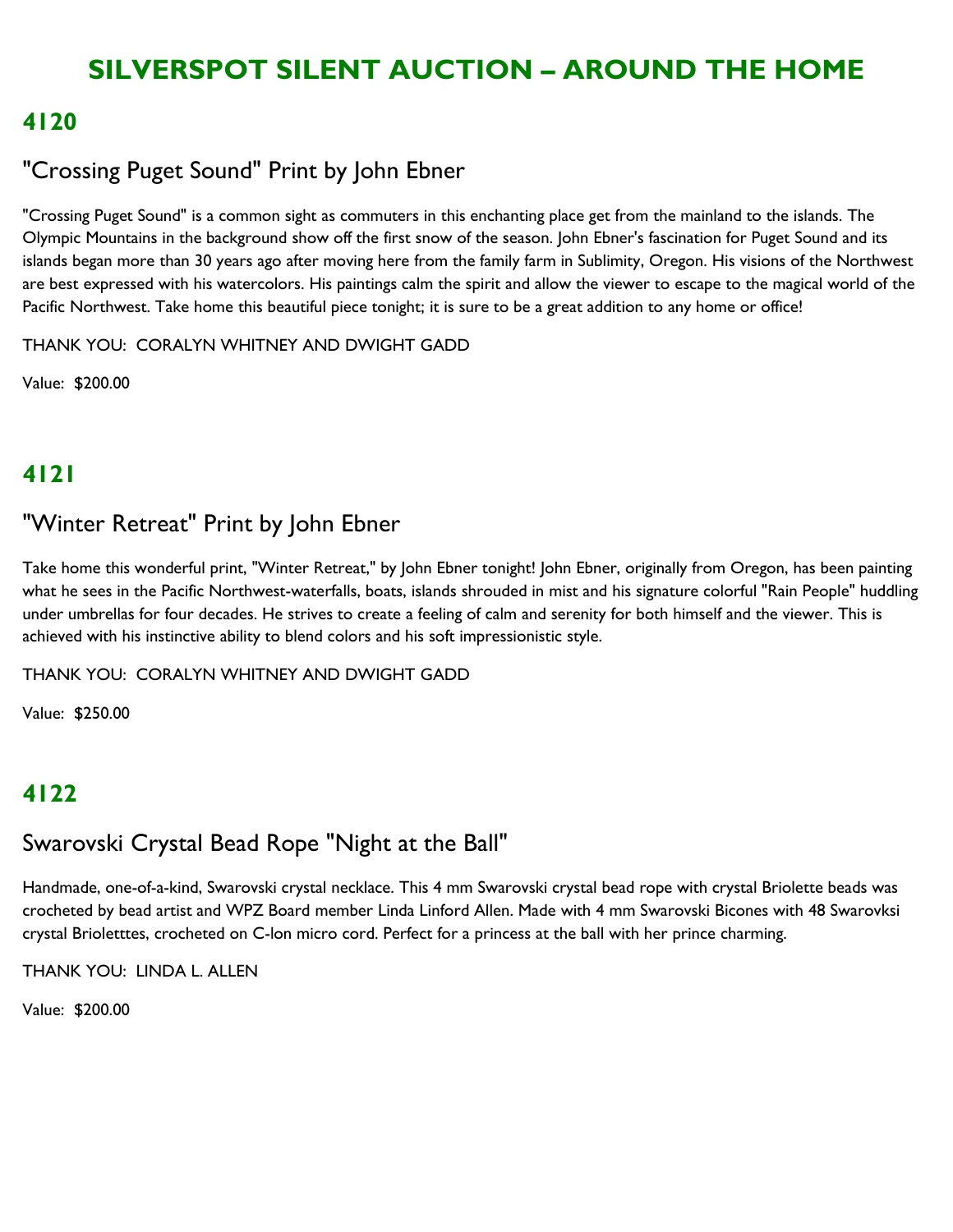# SILVERSPOT SILENT AUCTION – AROUND THE HOME

## 4120

### "Crossing Puget Sound" Print by John Ebner

"Crossing Puget Sound" is a common sight as commuters in this enchanting place get from the mainland to the islands. The Olympic Mountains in the background show off the first snow of the season. John Ebner's fascination for Puget Sound and its islands began more than 30 years ago after moving here from the family farm in Sublimity, Oregon. His visions of the Northwest are best expressed with his watercolors. His paintings calm the spirit and allow the viewer to escape to the magical world of the Pacific Northwest. Take home this beautiful piece tonight; it is sure to be a great addition to any home or office!

THANK YOU: CORALYN WHITNEY AND DWIGHT GADD

Value: $200.00

## 4121

### "Winter Retreat" Print by John Ebner

Take home this wonderful print, "Winter Retreat," by John Ebner tonight! John Ebner, originally from Oregon, has been painting what he sees in the Pacific Northwest-waterfalls, boats, islands shrouded in mist and his signature colorful "Rain People" huddling under umbrellas for four decades. He strives to create a feeling of calm and serenity for both himself and the viewer. This is achieved with his instinctive ability to blend colors and his soft impressionistic style.

THANK YOU: CORALYN WHITNEY AND DWIGHT GADD

Value: $250.00

## 4122

### Swarovski Crystal Bead Rope "Night at the Ball"

Handmade, one-of-a-kind, Swarovski crystal necklace. This 4 mm Swarovski crystal bead rope with crystal Briolette beads was crocheted by bead artist and WPZ Board member Linda Linford Allen. Made with 4 mm Swarovski Bicones with 48 Swarovksi crystal Brioletttes, crocheted on C-lon micro cord. Perfect for a princess at the ball with her prince charming.

THANK YOU: LINDA L. ALLEN

Value: $200.00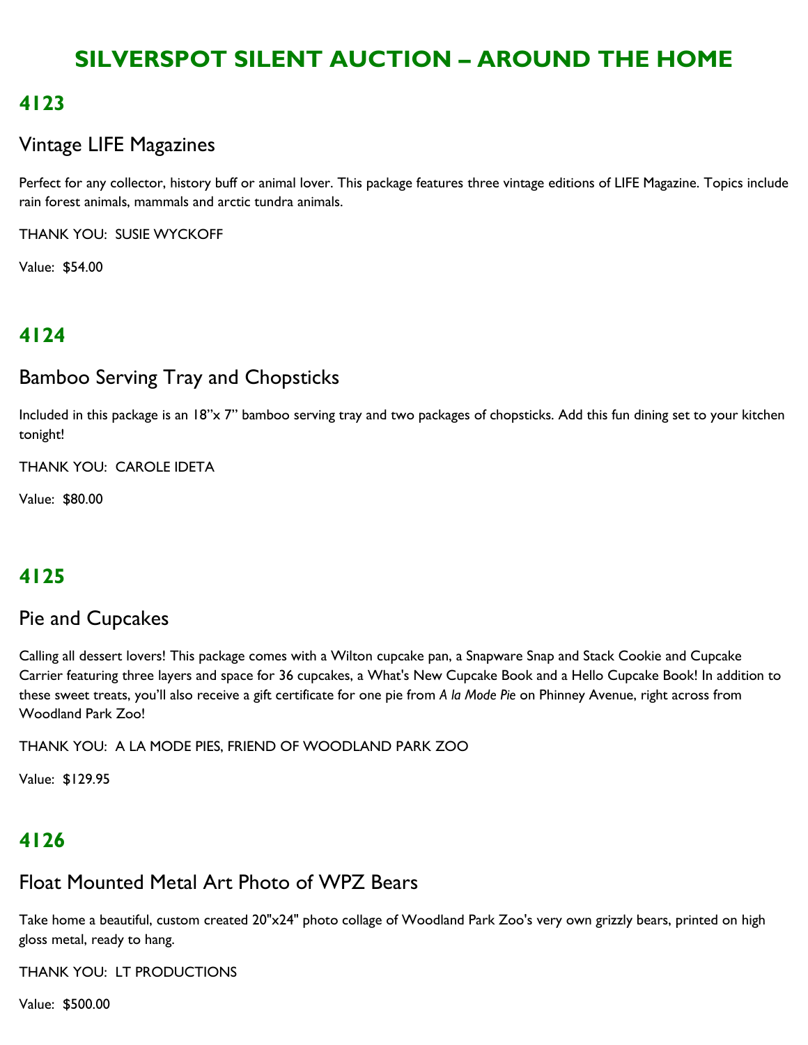# SILVERSPOT SILENT AUCTION – AROUND THE HOME

## 4123

### Vintage LIFE Magazines

Perfect for any collector, history buff or animal lover. This package features three vintage editions of LIFE Magazine. Topics include rain forest animals, mammals and arctic tundra animals.

THANK YOU: SUSIE WYCKOFF

Value: $54.00

## 4124

### Bamboo Serving Tray and Chopsticks

Included in this package is an 18"x 7" bamboo serving tray and two packages of chopsticks. Add this fun dining set to your kitchen tonight!

THANK YOU: CAROLE IDETA

Value: $80.00

## 4125

### Pie and Cupcakes

Calling all dessert lovers! This package comes with a Wilton cupcake pan, a Snapware Snap and Stack Cookie and Cupcake Carrier featuring three layers and space for 36 cupcakes, a What's New Cupcake Book and a Hello Cupcake Book! In addition to these sweet treats, you'll also receive a gift certificate for one pie from *A la Mode Pie* on Phinney Avenue, right across from Woodland Park Zoo!

THANK YOU: A LA MODE PIES, FRIEND OF WOODLAND PARK ZOO

Value: $129.95

## 4126

### Float Mounted Metal Art Photo of WPZ Bears

Take home a beautiful, custom created 20"x24" photo collage of Woodland Park Zoo's very own grizzly bears, printed on high gloss metal, ready to hang.

THANK YOU: LT PRODUCTIONS

Value: $500.00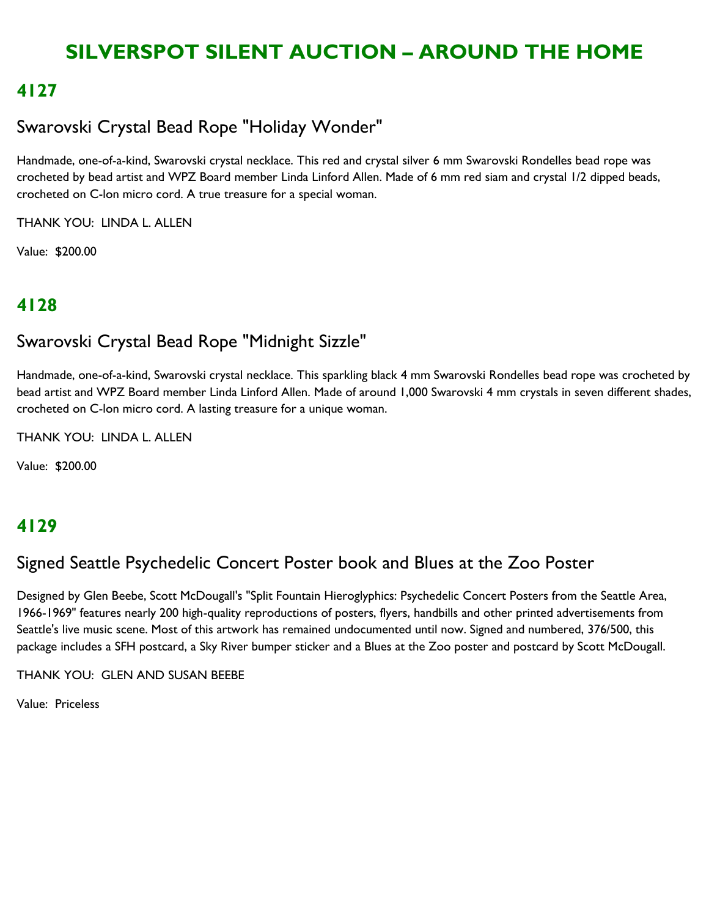# SILVERSPOT SILENT AUCTION – AROUND THE HOME

## 4127

### Swarovski Crystal Bead Rope "Holiday Wonder"

Handmade, one-of-a-kind, Swarovski crystal necklace. This red and crystal silver 6 mm Swarovski Rondelles bead rope was crocheted by bead artist and WPZ Board member Linda Linford Allen. Made of 6 mm red siam and crystal 1/2 dipped beads, crocheted on C-lon micro cord. A true treasure for a special woman.

THANK YOU: LINDA L. ALLEN

Value: $200.00

## 4128

### Swarovski Crystal Bead Rope "Midnight Sizzle"

Handmade, one-of-a-kind, Swarovski crystal necklace. This sparkling black 4 mm Swarovski Rondelles bead rope was crocheted by bead artist and WPZ Board member Linda Linford Allen. Made of around 1,000 Swarovski 4 mm crystals in seven different shades, crocheted on C-lon micro cord. A lasting treasure for a unique woman.

THANK YOU: LINDA L. ALLEN

Value: $200.00

## 4129

### Signed Seattle Psychedelic Concert Poster book and Blues at the Zoo Poster

Designed by Glen Beebe, Scott McDougall's "Split Fountain Hieroglyphics: Psychedelic Concert Posters from the Seattle Area, 1966-1969" features nearly 200 high-quality reproductions of posters, flyers, handbills and other printed advertisements from Seattle's live music scene. Most of this artwork has remained undocumented until now. Signed and numbered, 376/500, this package includes a SFH postcard, a Sky River bumper sticker and a Blues at the Zoo poster and postcard by Scott McDougall.

THANK YOU: GLEN AND SUSAN BEEBE

Value: Priceless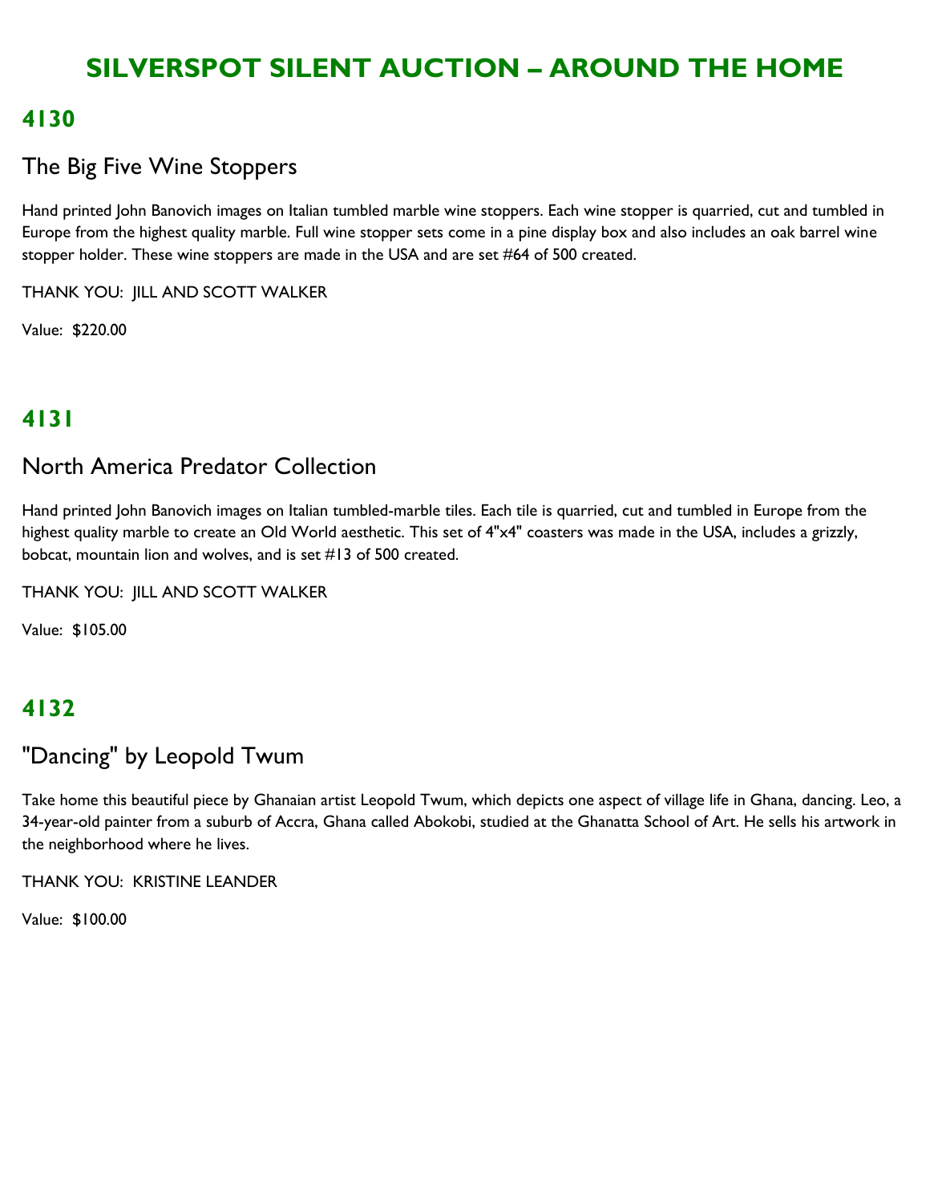# SILVERSPOT SILENT AUCTION – AROUND THE HOME

## 4130

### The Big Five Wine Stoppers

Hand printed John Banovich images on Italian tumbled marble wine stoppers. Each wine stopper is quarried, cut and tumbled in Europe from the highest quality marble. Full wine stopper sets come in a pine display box and also includes an oak barrel wine stopper holder. These wine stoppers are made in the USA and are set #64 of 500 created.

THANK YOU: JILL AND SCOTT WALKER

Value: $220.00

## 4131

### North America Predator Collection

Hand printed John Banovich images on Italian tumbled-marble tiles. Each tile is quarried, cut and tumbled in Europe from the highest quality marble to create an Old World aesthetic. This set of 4"x4" coasters was made in the USA, includes a grizzly, bobcat, mountain lion and wolves, and is set #13 of 500 created.

THANK YOU: JILL AND SCOTT WALKER

Value: $105.00

## 4132

### "Dancing" by Leopold Twum

Take home this beautiful piece by Ghanaian artist Leopold Twum, which depicts one aspect of village life in Ghana, dancing. Leo, a 34-year-old painter from a suburb of Accra, Ghana called Abokobi, studied at the Ghanatta School of Art. He sells his artwork in the neighborhood where he lives.

THANK YOU: KRISTINE LEANDER

Value: $100.00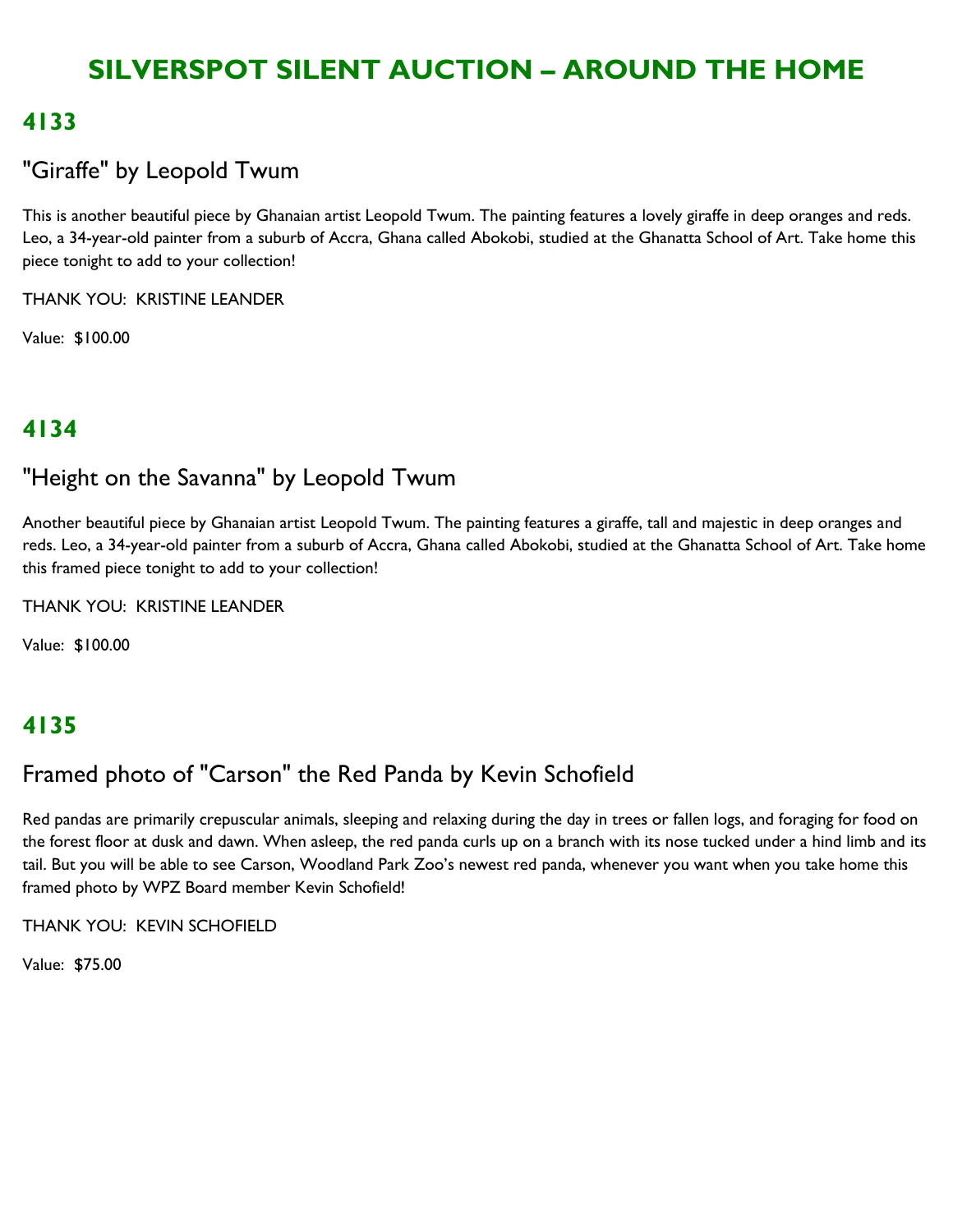# SILVERSPOT SILENT AUCTION – AROUND THE HOME

## 4133

### "Giraffe" by Leopold Twum

This is another beautiful piece by Ghanaian artist Leopold Twum. The painting features a lovely giraffe in deep oranges and reds. Leo, a 34-year-old painter from a suburb of Accra, Ghana called Abokobi, studied at the Ghanatta School of Art. Take home this piece tonight to add to your collection!

THANK YOU: KRISTINE LEANDER

Value: $100.00

## 4134

### "Height on the Savanna" by Leopold Twum

Another beautiful piece by Ghanaian artist Leopold Twum. The painting features a giraffe, tall and majestic in deep oranges and reds. Leo, a 34-year-old painter from a suburb of Accra, Ghana called Abokobi, studied at the Ghanatta School of Art. Take home this framed piece tonight to add to your collection!

THANK YOU: KRISTINE LEANDER

Value: $100.00

## 4135

### Framed photo of "Carson" the Red Panda by Kevin Schofield

Red pandas are primarily crepuscular animals, sleeping and relaxing during the day in trees or fallen logs, and foraging for food on the forest floor at dusk and dawn. When asleep, the red panda curls up on a branch with its nose tucked under a hind limb and its tail. But you will be able to see Carson, Woodland Park Zoo's newest red panda, whenever you want when you take home this framed photo by WPZ Board member Kevin Schofield!

THANK YOU: KEVIN SCHOFIELD

Value: $75.00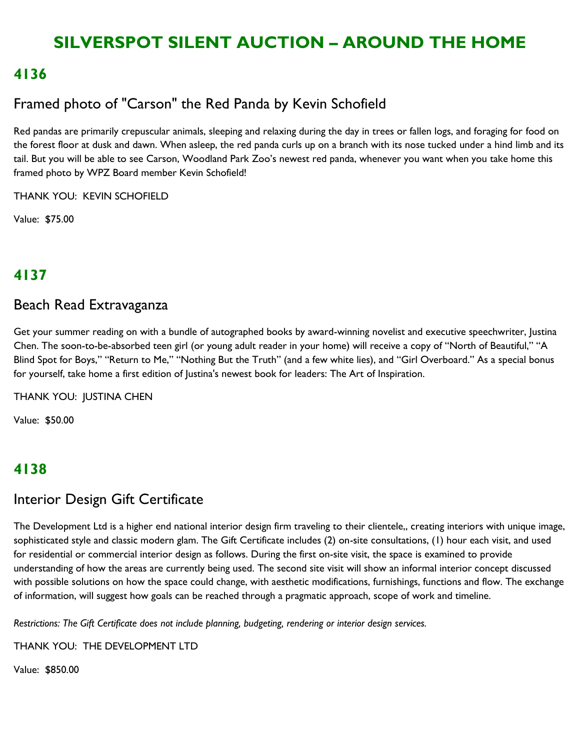# SILVERSPOT SILENT AUCTION – AROUND THE HOME

## 4136

### Framed photo of "Carson" the Red Panda by Kevin Schofield

Red pandas are primarily crepuscular animals, sleeping and relaxing during the day in trees or fallen logs, and foraging for food on the forest floor at dusk and dawn. When asleep, the red panda curls up on a branch with its nose tucked under a hind limb and its tail. But you will be able to see Carson, Woodland Park Zoo's newest red panda, whenever you want when you take home this framed photo by WPZ Board member Kevin Schofield!

THANK YOU: KEVIN SCHOFIELD

Value: $75.00

## 4137

### Beach Read Extravaganza

Get your summer reading on with a bundle of autographed books by award-winning novelist and executive speechwriter, Justina Chen. The soon-to-be-absorbed teen girl (or young adult reader in your home) will receive a copy of "North of Beautiful," "A Blind Spot for Boys," "Return to Me," "Nothing But the Truth" (and a few white lies), and "Girl Overboard." As a special bonus for yourself, take home a first edition of Justina's newest book for leaders: The Art of Inspiration.

THANK YOU: JUSTINA CHEN

Value: $50.00

## 4138

### Interior Design Gift Certificate

The Development Ltd is a higher end national interior design firm traveling to their clientele,, creating interiors with unique image, sophisticated style and classic modern glam. The Gift Certificate includes (2) on-site consultations, (1) hour each visit, and used for residential or commercial interior design as follows. During the first on-site visit, the space is examined to provide understanding of how the areas are currently being used. The second site visit will show an informal interior concept discussed with possible solutions on how the space could change, with aesthetic modifications, furnishings, functions and flow. The exchange of information, will suggest how goals can be reached through a pragmatic approach, scope of work and timeline.

*Restrictions: The Gift Certificate does not include planning, budgeting, rendering or interior design services.*

THANK YOU: THE DEVELOPMENT LTD

Value: $850.00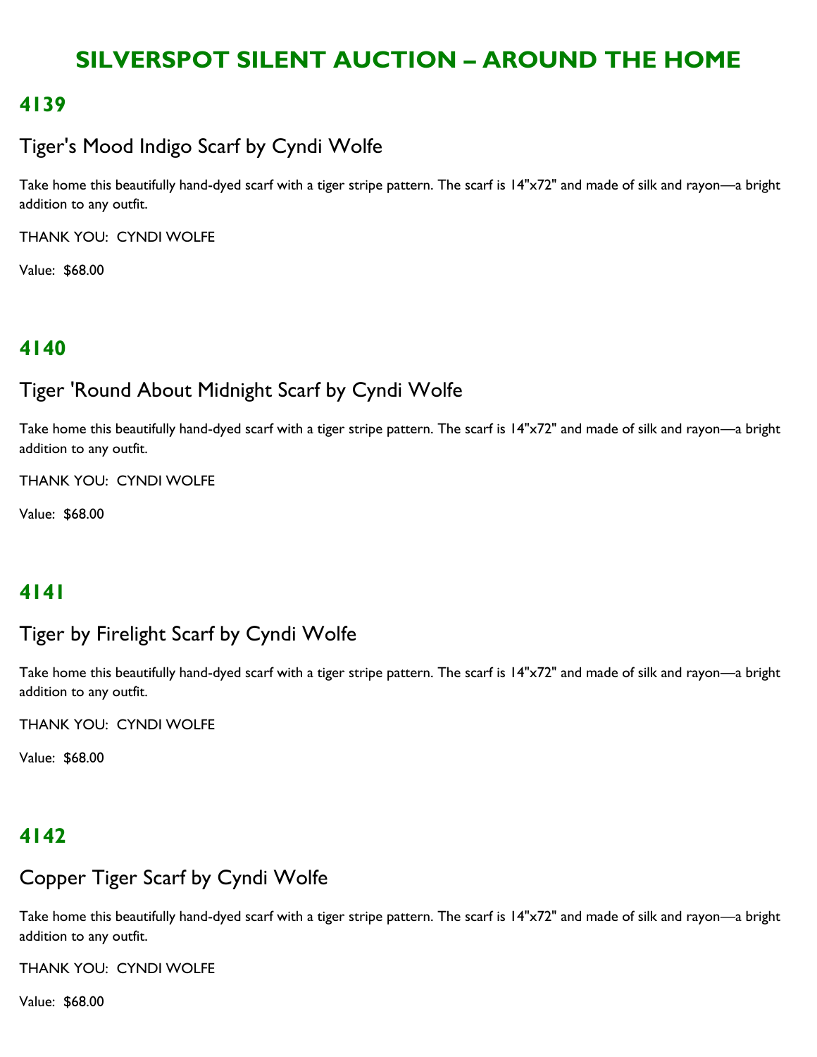# SILVERSPOT SILENT AUCTION – AROUND THE HOME

## 4139

### Tiger's Mood Indigo Scarf by Cyndi Wolfe

Take home this beautifully hand-dyed scarf with a tiger stripe pattern. The scarf is 14"x72" and made of silk and rayon—a bright addition to any outfit.

THANK YOU: CYNDI WOLFE

Value: $68.00

## 4140

### Tiger 'Round About Midnight Scarf by Cyndi Wolfe

Take home this beautifully hand-dyed scarf with a tiger stripe pattern. The scarf is 14"x72" and made of silk and rayon—a bright addition to any outfit.

THANK YOU: CYNDI WOLFE

Value: $68.00

## 4141

### Tiger by Firelight Scarf by Cyndi Wolfe

Take home this beautifully hand-dyed scarf with a tiger stripe pattern. The scarf is 14"x72" and made of silk and rayon—a bright addition to any outfit.

THANK YOU: CYNDI WOLFE

Value: $68.00

## 4142

### Copper Tiger Scarf by Cyndi Wolfe

Take home this beautifully hand-dyed scarf with a tiger stripe pattern. The scarf is 14"x72" and made of silk and rayon—a bright addition to any outfit.

THANK YOU: CYNDI WOLFE

Value: $68.00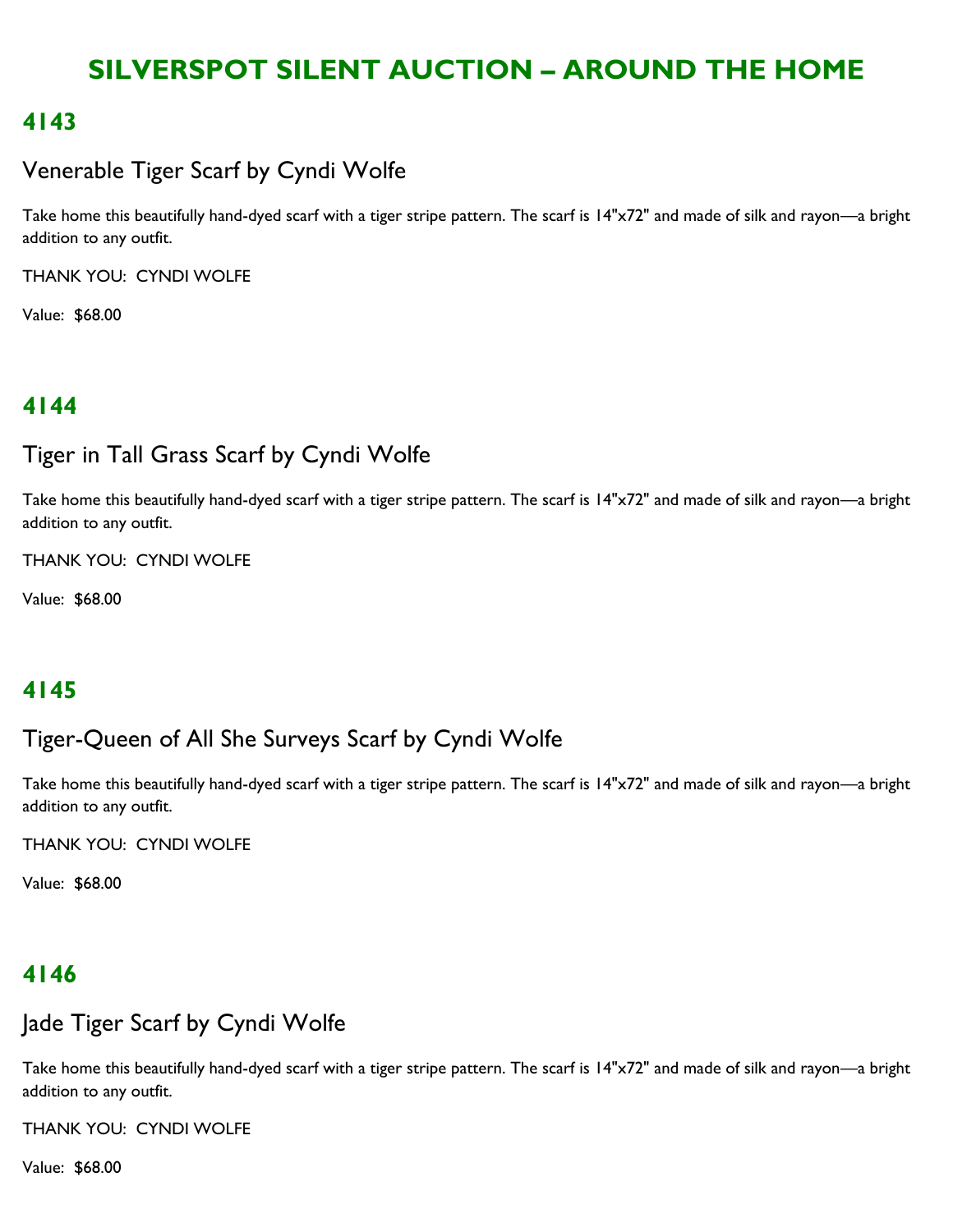# SILVERSPOT SILENT AUCTION – AROUND THE HOME

## 4143

### Venerable Tiger Scarf by Cyndi Wolfe

Take home this beautifully hand-dyed scarf with a tiger stripe pattern. The scarf is 14"x72" and made of silk and rayon—a bright addition to any outfit.

THANK YOU: CYNDI WOLFE

Value: $68.00

## 4144

### Tiger in Tall Grass Scarf by Cyndi Wolfe

Take home this beautifully hand-dyed scarf with a tiger stripe pattern. The scarf is 14"x72" and made of silk and rayon—a bright addition to any outfit.

THANK YOU: CYNDI WOLFE

Value: $68.00

## 4145

### Tiger-Queen of All She Surveys Scarf by Cyndi Wolfe

Take home this beautifully hand-dyed scarf with a tiger stripe pattern. The scarf is 14"x72" and made of silk and rayon—a bright addition to any outfit.

THANK YOU: CYNDI WOLFE

Value: $68.00

## 4146

### Jade Tiger Scarf by Cyndi Wolfe

Take home this beautifully hand-dyed scarf with a tiger stripe pattern. The scarf is 14"x72" and made of silk and rayon—a bright addition to any outfit.

THANK YOU: CYNDI WOLFE

Value: $68.00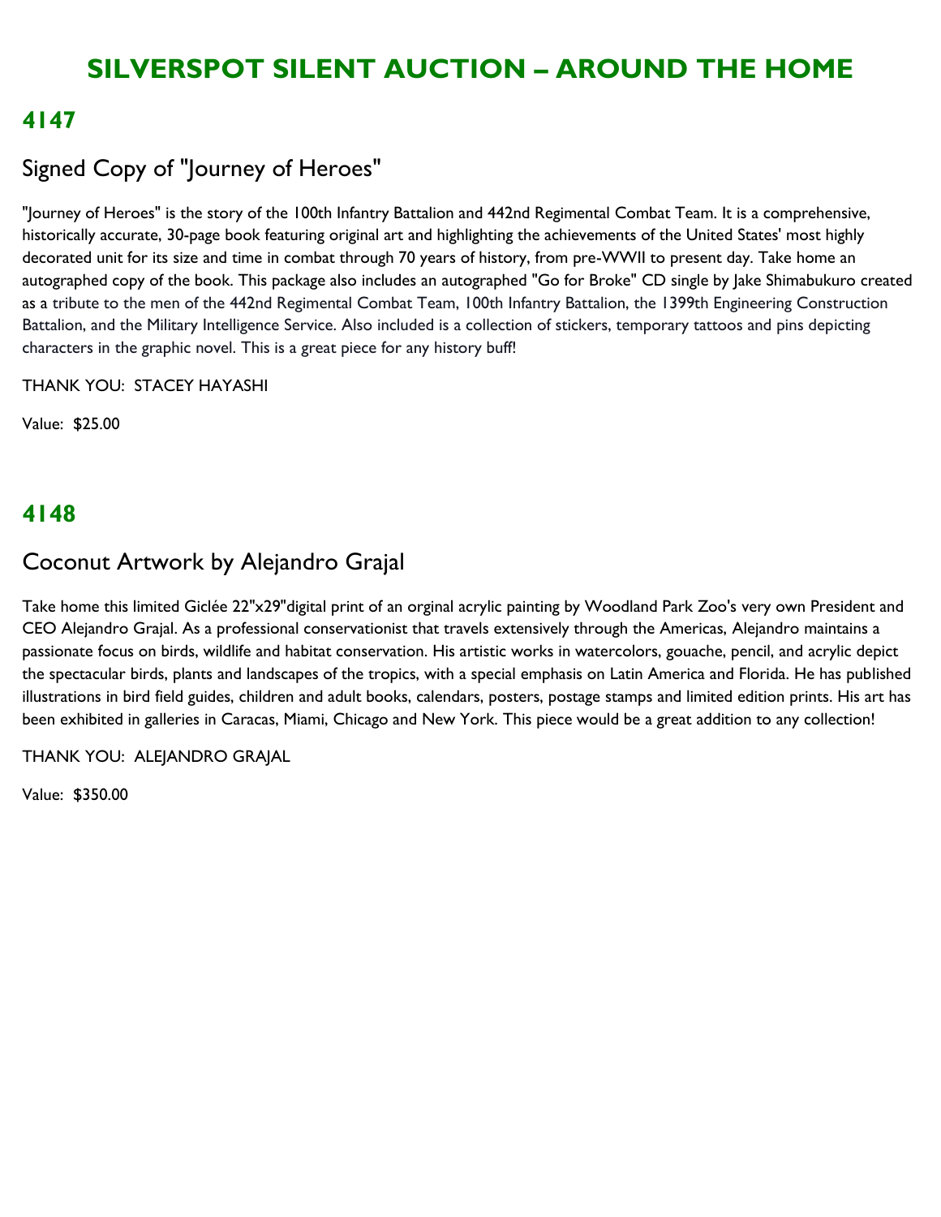# SILVERSPOT SILENT AUCTION – AROUND THE HOME

## 4147

### Signed Copy of "Journey of Heroes"

"Journey of Heroes" is the story of the 100th Infantry Battalion and 442nd Regimental Combat Team. It is a comprehensive, historically accurate, 30-page book featuring original art and highlighting the achievements of the United States' most highly decorated unit for its size and time in combat through 70 years of history, from pre-WWII to present day. Take home an autographed copy of the book. This package also includes an autographed "Go for Broke" CD single by Jake Shimabukuro created as a tribute to the men of the 442nd Regimental Combat Team, 100th Infantry Battalion, the 1399th Engineering Construction Battalion, and the Military Intelligence Service. Also included is a collection of stickers, temporary tattoos and pins depicting characters in the graphic novel. This is a great piece for any history buff!

THANK YOU: STACEY HAYASHI

Value: $25.00

## 4148

### Coconut Artwork by Alejandro Grajal

Take home this limited Giclée 22"x29"digital print of an orginal acrylic painting by Woodland Park Zoo's very own President and CEO Alejandro Grajal. As a professional conservationist that travels extensively through the Americas, Alejandro maintains a passionate focus on birds, wildlife and habitat conservation. His artistic works in watercolors, gouache, pencil, and acrylic depict the spectacular birds, plants and landscapes of the tropics, with a special emphasis on Latin America and Florida. He has published illustrations in bird field guides, children and adult books, calendars, posters, postage stamps and limited edition prints. His art has been exhibited in galleries in Caracas, Miami, Chicago and New York. This piece would be a great addition to any collection!

THANK YOU: ALEJANDRO GRAJAL

Value: $350.00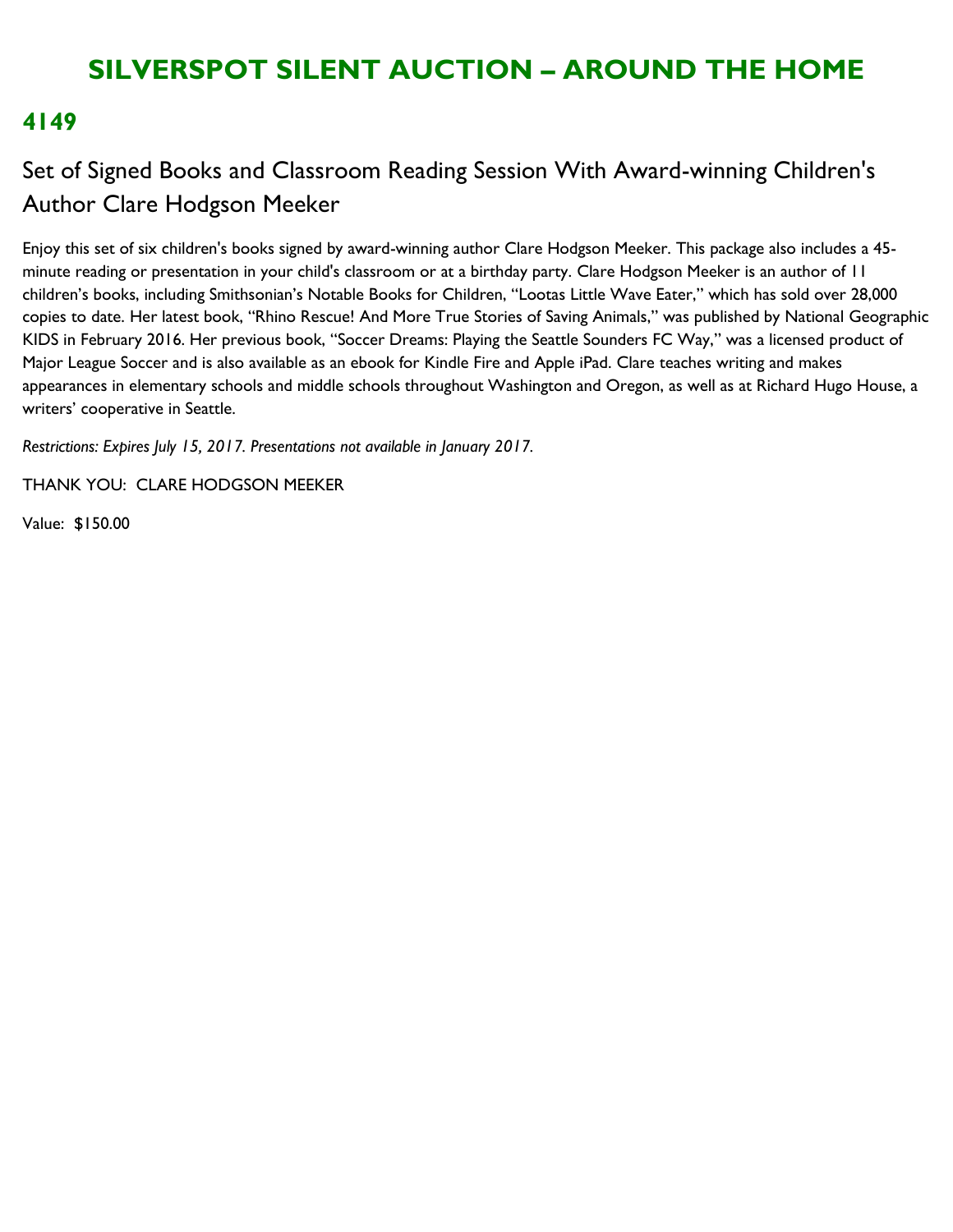# SILVERSPOT SILENT AUCTION – AROUND THE HOME

## 4149

### Set of Signed Books and Classroom Reading Session With Award-winning Children's Author Clare Hodgson Meeker

Enjoy this set of six children's books signed by award-winning author Clare Hodgson Meeker. This package also includes a 45-minute reading or presentation in your child's classroom or at a birthday party. Clare Hodgson Meeker is an author of 11 children's books, including Smithsonian's Notable Books for Children, "Lootas Little Wave Eater," which has sold over 28,000 copies to date. Her latest book, "Rhino Rescue! And More True Stories of Saving Animals," was published by National Geographic KIDS in February 2016. Her previous book, "Soccer Dreams: Playing the Seattle Sounders FC Way," was a licensed product of Major League Soccer and is also available as an ebook for Kindle Fire and Apple iPad. Clare teaches writing and makes appearances in elementary schools and middle schools throughout Washington and Oregon, as well as at Richard Hugo House, a writers' cooperative in Seattle.

*Restrictions: Expires July 15, 2017. Presentations not available in January 2017.*

THANK YOU: CLARE HODGSON MEEKER

Value: $150.00